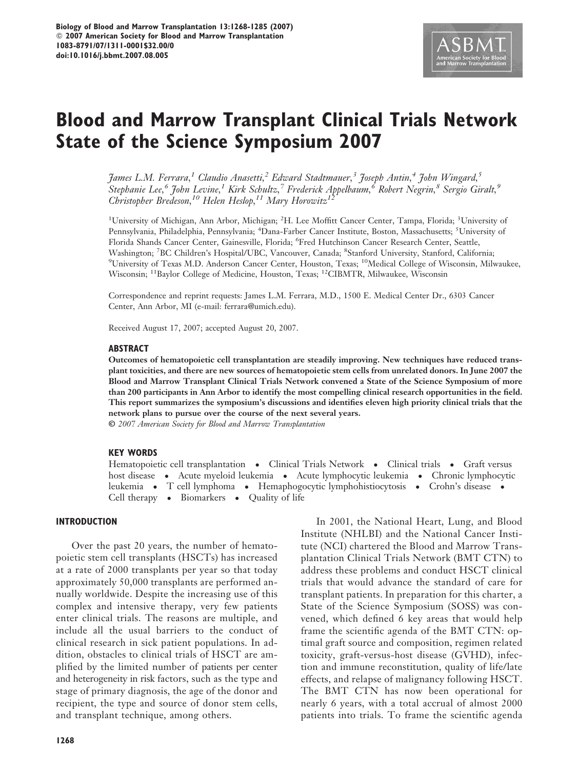# Blood and Marrow Transplant Clinical Trials Network State of the Science Symposium 2007

*James L.M. Ferrara,[1] Claudio Anasetti,[2] Edward Stadtmauer,[3] Joseph Antin,[4] John Wingard,[5] Stephanie Lee,[6] John Levine,[1] Kirk Schultz,[7] Frederick Appelbaum,[6] Robert Negrin,[8] Sergio Giralt,[9] Christopher Bredeson,[10] Helen Heslop,[11] Mary Horowitz[12]*

[1]University of Michigan, Ann Arbor, Michigan; [2]H. Lee Moffitt Cancer Center, Tampa, Florida; [3]University of Pennsylvania, Philadelphia, Pennsylvania; [4]Dana-Farber Cancer Institute, Boston, Massachusetts; [5]University of Florida Shands Cancer Center, Gainesville, Florida; [6]Fred Hutchinson Cancer Research Center, Seattle, Washington; [7]BC Children's Hospital/UBC, Vancouver, Canada; [8]Stanford University, Stanford, California; [9]University of Texas M.D. Anderson Cancer Center, Houston, Texas; [10]Medical College of Wisconsin, Milwaukee, Wisconsin; [11]Baylor College of Medicine, Houston, Texas; [12]CIBMTR, Milwaukee, Wisconsin

Correspondence and reprint requests: James L.M. Ferrara, M.D., 1500 E. Medical Center Dr., 6303 Cancer Center, Ann Arbor, MI (e-mail: ferrara@umich.edu).

Received August 17, 2007; accepted August 20, 2007.

## ABSTRACT

**Outcomes of hematopoietic cell transplantation are steadily improving. New techniques have reduced transplant toxicities, and there are new sources of hematopoietic stem cells from unrelated donors. In June 2007 the Blood and Marrow Transplant Clinical Trials Network convened a State of the Science Symposium of more than 200 participants in Ann Arbor to identify the most compelling clinical research opportunities in the field. This report summarizes the symposium's discussions and identifies eleven high priority clinical trials that the network plans to pursue over the course of the next several years.**

*© 2007 American Society for Blood and Marrow Transplantation*

## KEY WORDS

Hematopoietic cell transplantation • Clinical Trials Network • Clinical trials • Graft versus host disease • Acute myeloid leukemia • Acute lymphocytic leukemia • Chronic lymphocytic leukemia • T cell lymphoma • Hemaphogocytic lymphohistiocytosis • Crohn's disease • Cell therapy • Biomarkers • Quality of life

## INTRODUCTION

Over the past 20 years, the number of hematopoietic stem cell transplants (HSCTs) has increased at a rate of 2000 transplants per year so that today approximately 50,000 transplants are performed annually worldwide. Despite the increasing use of this complex and intensive therapy, very few patients enter clinical trials. The reasons are multiple, and include all the usual barriers to the conduct of clinical research in sick patient populations. In addition, obstacles to clinical trials of HSCT are amplified by the limited number of patients per center and heterogeneity in risk factors, such as the type and stage of primary diagnosis, the age of the donor and recipient, the type and source of donor stem cells, and transplant technique, among others.

In 2001, the National Heart, Lung, and Blood Institute (NHLBI) and the National Cancer Institute (NCI) chartered the Blood and Marrow Transplantation Clinical Trials Network (BMT CTN) to address these problems and conduct HSCT clinical trials that would advance the standard of care for transplant patients. In preparation for this charter, a State of the Science Symposium (SOSS) was convened, which defined 6 key areas that would help frame the scientific agenda of the BMT CTN: optimal graft source and composition, regimen related toxicity, graft-versus-host disease (GVHD), infection and immune reconstitution, quality of life/late effects, and relapse of malignancy following HSCT. The BMT CTN has now been operational for nearly 6 years, with a total accrual of almost 2000 patients into trials. To frame the scientific agenda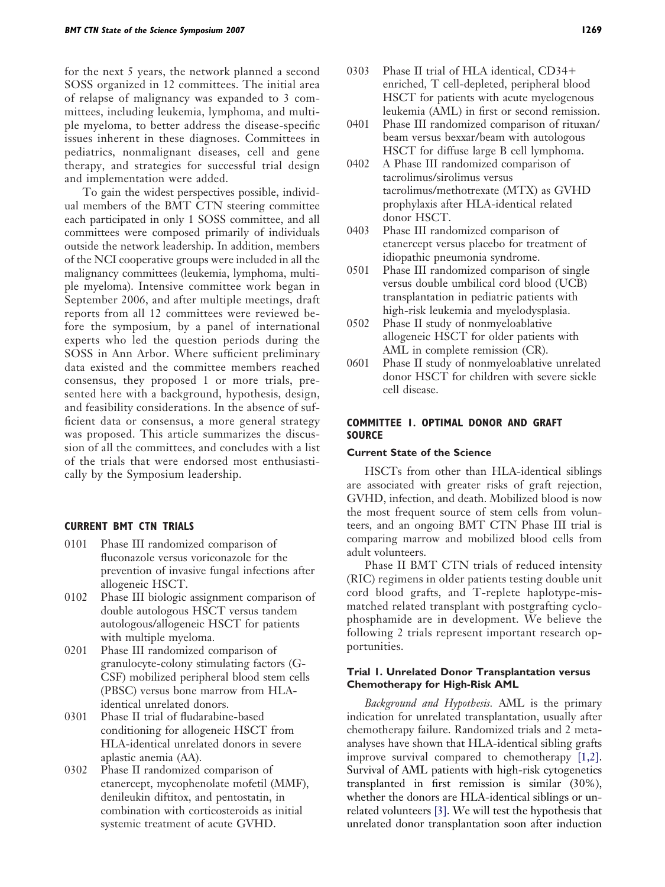for the next 5 years, the network planned a second SOSS organized in 12 committees. The initial area of relapse of malignancy was expanded to 3 committees, including leukemia, lymphoma, and multiple myeloma, to better address the disease-specific issues inherent in these diagnoses. Committees in pediatrics, nonmalignant diseases, cell and gene therapy, and strategies for successful trial design and implementation were added.

To gain the widest perspectives possible, individual members of the BMT CTN steering committee each participated in only 1 SOSS committee, and all committees were composed primarily of individuals outside the network leadership. In addition, members of the NCI cooperative groups were included in all the malignancy committees (leukemia, lymphoma, multiple myeloma). Intensive committee work began in September 2006, and after multiple meetings, draft reports from all 12 committees were reviewed before the symposium, by a panel of international experts who led the question periods during the SOSS in Ann Arbor. Where sufficient preliminary data existed and the committee members reached consensus, they proposed 1 or more trials, presented here with a background, hypothesis, design, and feasibility considerations. In the absence of sufficient data or consensus, a more general strategy was proposed. This article summarizes the discussion of all the committees, and concludes with a list of the trials that were endorsed most enthusiastically by the Symposium leadership.

## CURRENT BMT CTN TRIALS

- 0101 Phase III randomized comparison of fluconazole versus voriconazole for the prevention of invasive fungal infections after allogeneic HSCT.
- 0102 Phase III biologic assignment comparison of double autologous HSCT versus tandem autologous/allogeneic HSCT for patients with multiple myeloma.
- 0201 Phase III randomized comparison of granulocyte-colony stimulating factors (G-CSF) mobilized peripheral blood stem cells (PBSC) versus bone marrow from HLA-identical unrelated donors.
- 0301 Phase II trial of fludarabine-based conditioning for allogeneic HSCT from HLA-identical unrelated donors in severe aplastic anemia (AA).
- 0302 Phase II randomized comparison of etanercept, mycophenolate mofetil (MMF), denileukin diftitox, and pentostatin, in combination with corticosteroids as initial systemic treatment of acute GVHD.
- 0303 Phase II trial of HLA identical, CD34+ enriched, T cell-depleted, peripheral blood HSCT for patients with acute myelogenous leukemia (AML) in first or second remission.
- 0401 Phase III randomized comparison of rituxan/beam versus bexxar/beam with autologous HSCT for diffuse large B cell lymphoma.
- 0402 A Phase III randomized comparison of tacrolimus/sirolimus versus tacrolimus/methotrexate (MTX) as GVHD prophylaxis after HLA-identical related donor HSCT.
- 0403 Phase III randomized comparison of etanercept versus placebo for treatment of idiopathic pneumonia syndrome.
- 0501 Phase III randomized comparison of single versus double umbilical cord blood (UCB) transplantation in pediatric patients with high-risk leukemia and myelodysplasia.
- 0502 Phase II study of nonmyeloablative allogeneic HSCT for older patients with AML in complete remission (CR).
- 0601 Phase II study of nonmyeloablative unrelated donor HSCT for children with severe sickle cell disease.

## COMMITTEE 1. OPTIMAL DONOR AND GRAFT SOURCE

### Current State of the Science

HSCTs from other than HLA-identical siblings are associated with greater risks of graft rejection, GVHD, infection, and death. Mobilized blood is now the most frequent source of stem cells from volunteers, and an ongoing BMT CTN Phase III trial is comparing marrow and mobilized blood cells from adult volunteers.

Phase II BMT CTN trials of reduced intensity (RIC) regimens in older patients testing double unit cord blood grafts, and T-replete haplotype-mismatched related transplant with postgrafting cyclophosphamide are in development. We believe the following 2 trials represent important research opportunities.

### Trial 1. Unrelated Donor Transplantation versus Chemotherapy for High-Risk AML

*Background and Hypothesis.* AML is the primary indication for unrelated transplantation, usually after chemotherapy failure. Randomized trials and 2 meta-analyses have shown that HLA-identical sibling grafts improve survival compared to chemotherapy [1,2]. Survival of AML patients with high-risk cytogenetics transplanted in first remission is similar (30%), whether the donors are HLA-identical siblings or unrelated volunteers [3]. We will test the hypothesis that unrelated donor transplantation soon after induction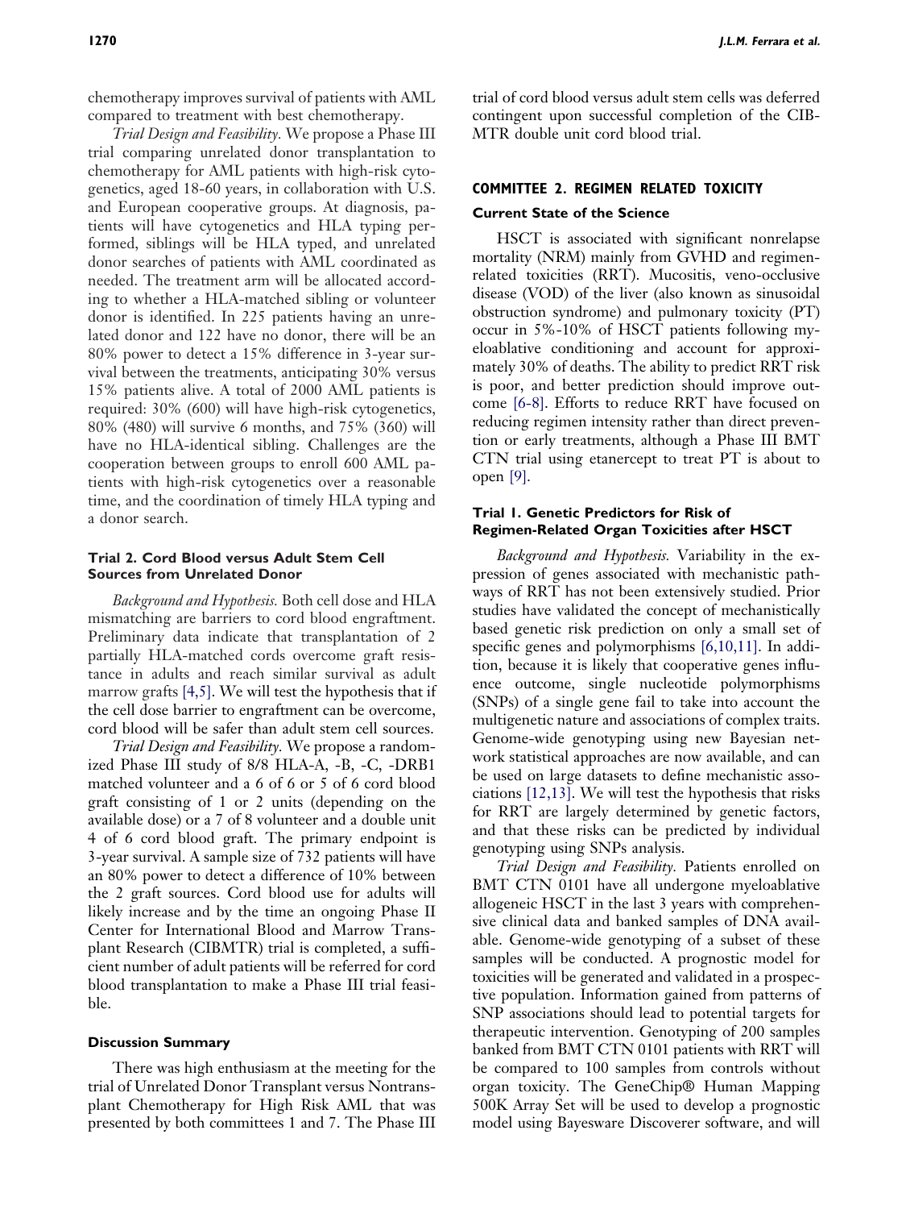chemotherapy improves survival of patients with AML compared to treatment with best chemotherapy.

*Trial Design and Feasibility.* We propose a Phase III trial comparing unrelated donor transplantation to chemotherapy for AML patients with high-risk cytogenetics, aged 18-60 years, in collaboration with U.S. and European cooperative groups. At diagnosis, patients will have cytogenetics and HLA typing performed, siblings will be HLA typed, and unrelated donor searches of patients with AML coordinated as needed. The treatment arm will be allocated according to whether a HLA-matched sibling or volunteer donor is identified. In 225 patients having an unrelated donor and 122 have no donor, there will be an 80% power to detect a 15% difference in 3-year survival between the treatments, anticipating 30% versus 15% patients alive. A total of 2000 AML patients is required: 30% (600) will have high-risk cytogenetics, 80% (480) will survive 6 months, and 75% (360) will have no HLA-identical sibling. Challenges are the cooperation between groups to enroll 600 AML patients with high-risk cytogenetics over a reasonable time, and the coordination of timely HLA typing and a donor search.

#### Trial 2. Cord Blood versus Adult Stem Cell Sources from Unrelated Donor

*Background and Hypothesis.* Both cell dose and HLA mismatching are barriers to cord blood engraftment. Preliminary data indicate that transplantation of 2 partially HLA-matched cords overcome graft resistance in adults and reach similar survival as adult marrow grafts [4,5]. We will test the hypothesis that if the cell dose barrier to engraftment can be overcome, cord blood will be safer than adult stem cell sources.

*Trial Design and Feasibility.* We propose a randomized Phase III study of 8/8 HLA-A, -B, -C, -DRB1 matched volunteer and a 6 of 6 or 5 of 6 cord blood graft consisting of 1 or 2 units (depending on the available dose) or a 7 of 8 volunteer and a double unit 4 of 6 cord blood graft. The primary endpoint is 3-year survival. A sample size of 732 patients will have an 80% power to detect a difference of 10% between the 2 graft sources. Cord blood use for adults will likely increase and by the time an ongoing Phase II Center for International Blood and Marrow Transplant Research (CIBMTR) trial is completed, a sufficient number of adult patients will be referred for cord blood transplantation to make a Phase III trial feasible.

### Discussion Summary

There was high enthusiasm at the meeting for the trial of Unrelated Donor Transplant versus Nontransplant Chemotherapy for High Risk AML that was presented by both committees 1 and 7. The Phase III trial of cord blood versus adult stem cells was deferred contingent upon successful completion of the CIBMTR double unit cord blood trial.

## COMMITTEE 2. REGIMEN RELATED TOXICITY

### Current State of the Science

HSCT is associated with significant nonrelapse mortality (NRM) mainly from GVHD and regimen-related toxicities (RRT). Mucositis, veno-occlusive disease (VOD) of the liver (also known as sinusoidal obstruction syndrome) and pulmonary toxicity (PT) occur in 5%-10% of HSCT patients following myeloablative conditioning and account for approximately 30% of deaths. The ability to predict RRT risk is poor, and better prediction should improve outcome [6-8]. Efforts to reduce RRT have focused on reducing regimen intensity rather than direct prevention or early treatments, although a Phase III BMT CTN trial using etanercept to treat PT is about to open [9].

#### Trial 1. Genetic Predictors for Risk of Regimen-Related Organ Toxicities after HSCT

*Background and Hypothesis.* Variability in the expression of genes associated with mechanistic pathways of RRT has not been extensively studied. Prior studies have validated the concept of mechanistically based genetic risk prediction on only a small set of specific genes and polymorphisms [6,10,11]. In addition, because it is likely that cooperative genes influence outcome, single nucleotide polymorphisms (SNPs) of a single gene fail to take into account the multigenetic nature and associations of complex traits. Genome-wide genotyping using new Bayesian network statistical approaches are now available, and can be used on large datasets to define mechanistic associations [12,13]. We will test the hypothesis that risks for RRT are largely determined by genetic factors, and that these risks can be predicted by individual genotyping using SNPs analysis.

*Trial Design and Feasibility.* Patients enrolled on BMT CTN 0101 have all undergone myeloablative allogeneic HSCT in the last 3 years with comprehensive clinical data and banked samples of DNA available. Genome-wide genotyping of a subset of these samples will be conducted. A prognostic model for toxicities will be generated and validated in a prospective population. Information gained from patterns of SNP associations should lead to potential targets for therapeutic intervention. Genotyping of 200 samples banked from BMT CTN 0101 patients with RRT will be compared to 100 samples from controls without organ toxicity. The GeneChip® Human Mapping 500K Array Set will be used to develop a prognostic model using Bayesware Discoverer software, and will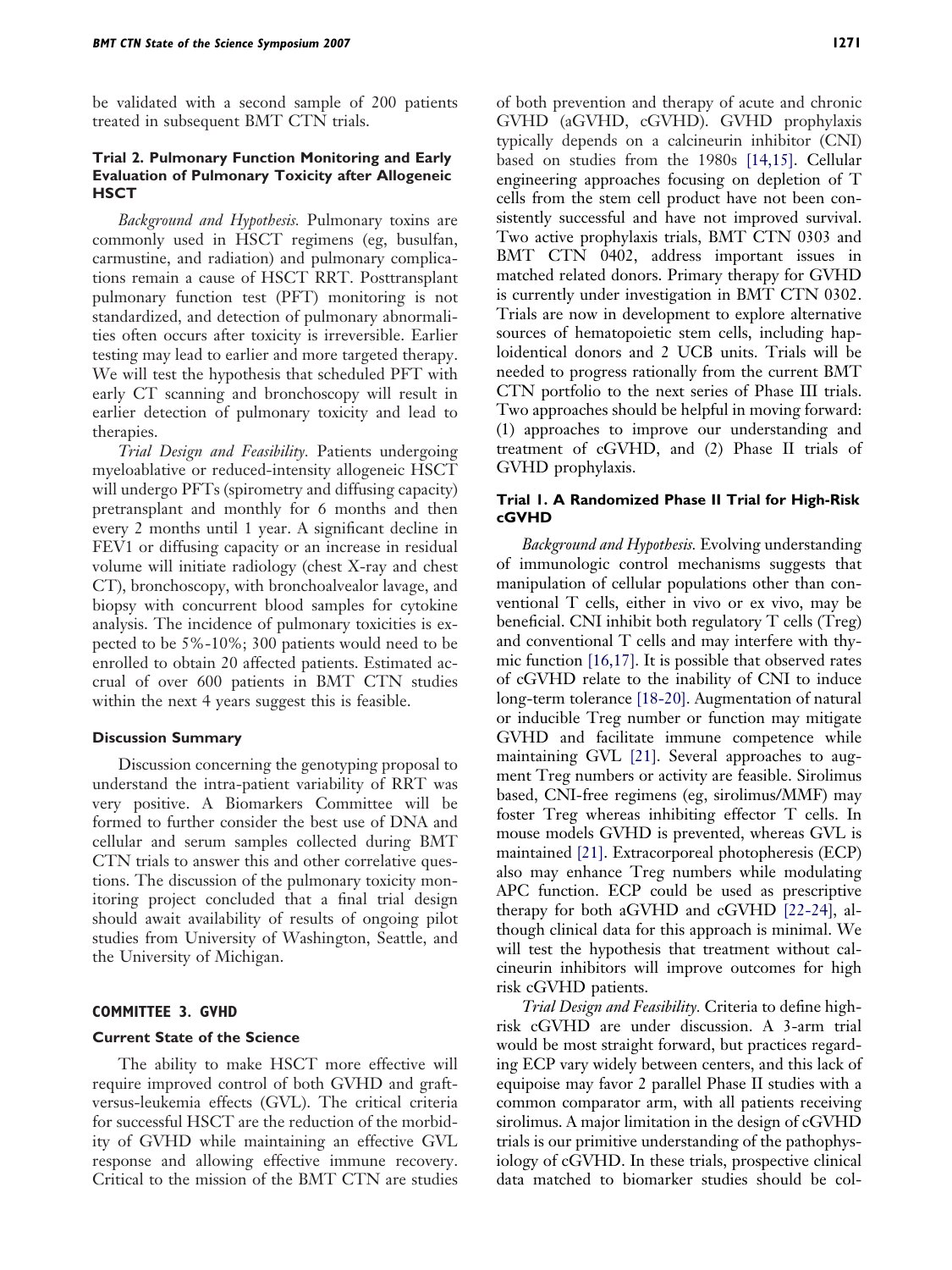be validated with a second sample of 200 patients treated in subsequent BMT CTN trials.

#### Trial 2. Pulmonary Function Monitoring and Early Evaluation of Pulmonary Toxicity after Allogeneic HSCT

*Background and Hypothesis.* Pulmonary toxins are commonly used in HSCT regimens (eg, busulfan, carmustine, and radiation) and pulmonary complications remain a cause of HSCT RRT. Posttransplant pulmonary function test (PFT) monitoring is not standardized, and detection of pulmonary abnormalities often occurs after toxicity is irreversible. Earlier testing may lead to earlier and more targeted therapy. We will test the hypothesis that scheduled PFT with early CT scanning and bronchoscopy will result in earlier detection of pulmonary toxicity and lead to therapies.

*Trial Design and Feasibility.* Patients undergoing myeloablative or reduced-intensity allogeneic HSCT will undergo PFTs (spirometry and diffusing capacity) pretransplant and monthly for 6 months and then every 2 months until 1 year. A significant decline in FEV1 or diffusing capacity or an increase in residual volume will initiate radiology (chest X-ray and chest CT), bronchoscopy, with bronchoalvealor lavage, and biopsy with concurrent blood samples for cytokine analysis. The incidence of pulmonary toxicities is expected to be 5%-10%; 300 patients would need to be enrolled to obtain 20 affected patients. Estimated accrual of over 600 patients in BMT CTN studies within the next 4 years suggest this is feasible.

#### Discussion Summary

Discussion concerning the genotyping proposal to understand the intra-patient variability of RRT was very positive. A Biomarkers Committee will be formed to further consider the best use of DNA and cellular and serum samples collected during BMT CTN trials to answer this and other correlative questions. The discussion of the pulmonary toxicity monitoring project concluded that a final trial design should await availability of results of ongoing pilot studies from University of Washington, Seattle, and the University of Michigan.

## COMMITTEE 3. GVHD

### Current State of the Science

The ability to make HSCT more effective will require improved control of both GVHD and graft-versus-leukemia effects (GVL). The critical criteria for successful HSCT are the reduction of the morbidity of GVHD while maintaining an effective GVL response and allowing effective immune recovery. Critical to the mission of the BMT CTN are studies of both prevention and therapy of acute and chronic GVHD (aGVHD, cGVHD). GVHD prophylaxis typically depends on a calcineurin inhibitor (CNI) based on studies from the 1980s [14,15]. Cellular engineering approaches focusing on depletion of T cells from the stem cell product have not been consistently successful and have not improved survival. Two active prophylaxis trials, BMT CTN 0303 and BMT CTN 0402, address important issues in matched related donors. Primary therapy for GVHD is currently under investigation in BMT CTN 0302. Trials are now in development to explore alternative sources of hematopoietic stem cells, including haploidentical donors and 2 UCB units. Trials will be needed to progress rationally from the current BMT CTN portfolio to the next series of Phase III trials. Two approaches should be helpful in moving forward: (1) approaches to improve our understanding and treatment of cGVHD, and (2) Phase II trials of GVHD prophylaxis.

#### Trial 1. A Randomized Phase II Trial for High-Risk cGVHD

*Background and Hypothesis.* Evolving understanding of immunologic control mechanisms suggests that manipulation of cellular populations other than conventional T cells, either in vivo or ex vivo, may be beneficial. CNI inhibit both regulatory T cells (Treg) and conventional T cells and may interfere with thymic function [16,17]. It is possible that observed rates of cGVHD relate to the inability of CNI to induce long-term tolerance [18-20]. Augmentation of natural or inducible Treg number or function may mitigate GVHD and facilitate immune competence while maintaining GVL [21]. Several approaches to augment Treg numbers or activity are feasible. Sirolimus based, CNI-free regimens (eg, sirolimus/MMF) may foster Treg whereas inhibiting effector T cells. In mouse models GVHD is prevented, whereas GVL is maintained [21]. Extracorporeal photopheresis (ECP) also may enhance Treg numbers while modulating APC function. ECP could be used as prescriptive therapy for both aGVHD and cGVHD [22-24], although clinical data for this approach is minimal. We will test the hypothesis that treatment without calcineurin inhibitors will improve outcomes for high risk cGVHD patients.

*Trial Design and Feasibility.* Criteria to define high-risk cGVHD are under discussion. A 3-arm trial would be most straight forward, but practices regarding ECP vary widely between centers, and this lack of equipoise may favor 2 parallel Phase II studies with a common comparator arm, with all patients receiving sirolimus. A major limitation in the design of cGVHD trials is our primitive understanding of the pathophysiology of cGVHD. In these trials, prospective clinical data matched to biomarker studies should be col-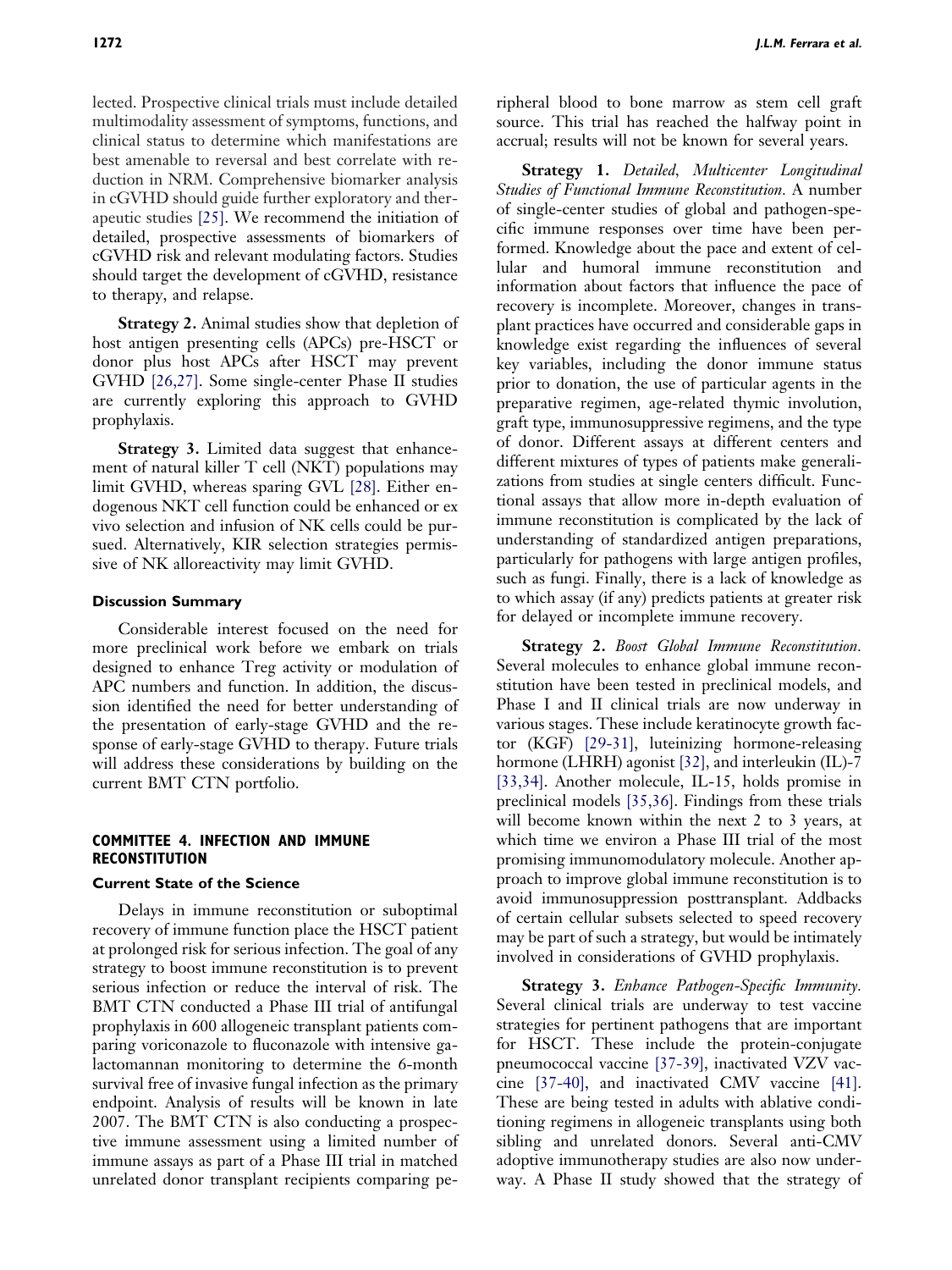lected. Prospective clinical trials must include detailed multimodality assessment of symptoms, functions, and clinical status to determine which manifestations are best amenable to reversal and best correlate with reduction in NRM. Comprehensive biomarker analysis in cGVHD should guide further exploratory and therapeutic studies [25]. We recommend the initiation of detailed, prospective assessments of biomarkers of cGVHD risk and relevant modulating factors. Studies should target the development of cGVHD, resistance to therapy, and relapse.

**Strategy 2.** Animal studies show that depletion of host antigen presenting cells (APCs) pre-HSCT or donor plus host APCs after HSCT may prevent GVHD [26,27]. Some single-center Phase II studies are currently exploring this approach to GVHD prophylaxis.

**Strategy 3.** Limited data suggest that enhancement of natural killer T cell (NKT) populations may limit GVHD, whereas sparing GVL [28]. Either endogenous NKT cell function could be enhanced or ex vivo selection and infusion of NK cells could be pursued. Alternatively, KIR selection strategies permissive of NK alloreactivity may limit GVHD.

#### Discussion Summary

Considerable interest focused on the need for more preclinical work before we embark on trials designed to enhance Treg activity or modulation of APC numbers and function. In addition, the discussion identified the need for better understanding of the presentation of early-stage GVHD and the response of early-stage GVHD to therapy. Future trials will address these considerations by building on the current BMT CTN portfolio.

## COMMITTEE 4. INFECTION AND IMMUNE RECONSTITUTION

#### Current State of the Science

Delays in immune reconstitution or suboptimal recovery of immune function place the HSCT patient at prolonged risk for serious infection. The goal of any strategy to boost immune reconstitution is to prevent serious infection or reduce the interval of risk. The BMT CTN conducted a Phase III trial of antifungal prophylaxis in 600 allogeneic transplant patients comparing voriconazole to fluconazole with intensive galactomannan monitoring to determine the 6-month survival free of invasive fungal infection as the primary endpoint. Analysis of results will be known in late 2007. The BMT CTN is also conducting a prospective immune assessment using a limited number of immune assays as part of a Phase III trial in matched unrelated donor transplant recipients comparing peripheral blood to bone marrow as stem cell graft source. This trial has reached the halfway point in accrual; results will not be known for several years.

**Strategy 1.** *Detailed, Multicenter Longitudinal Studies of Functional Immune Reconstitution.* A number of single-center studies of global and pathogen-specific immune responses over time have been performed. Knowledge about the pace and extent of cellular and humoral immune reconstitution and information about factors that influence the pace of recovery is incomplete. Moreover, changes in transplant practices have occurred and considerable gaps in knowledge exist regarding the influences of several key variables, including the donor immune status prior to donation, the use of particular agents in the preparative regimen, age-related thymic involution, graft type, immunosuppressive regimens, and the type of donor. Different assays at different centers and different mixtures of types of patients make generalizations from studies at single centers difficult. Functional assays that allow more in-depth evaluation of immune reconstitution is complicated by the lack of understanding of standardized antigen preparations, particularly for pathogens with large antigen profiles, such as fungi. Finally, there is a lack of knowledge as to which assay (if any) predicts patients at greater risk for delayed or incomplete immune recovery.

**Strategy 2.** *Boost Global Immune Reconstitution.* Several molecules to enhance global immune reconstitution have been tested in preclinical models, and Phase I and II clinical trials are now underway in various stages. These include keratinocyte growth factor (KGF) [29-31], luteinizing hormone-releasing hormone (LHRH) agonist [32], and interleukin (IL)-7 [33,34]. Another molecule, IL-15, holds promise in preclinical models [35,36]. Findings from these trials will become known within the next 2 to 3 years, at which time we environ a Phase III trial of the most promising immunomodulatory molecule. Another approach to improve global immune reconstitution is to avoid immunosuppression posttransplant. Addbacks of certain cellular subsets selected to speed recovery may be part of such a strategy, but would be intimately involved in considerations of GVHD prophylaxis.

**Strategy 3.** *Enhance Pathogen-Specific Immunity.* Several clinical trials are underway to test vaccine strategies for pertinent pathogens that are important for HSCT. These include the protein-conjugate pneumococcal vaccine [37-39], inactivated VZV vaccine [37-40], and inactivated CMV vaccine [41]. These are being tested in adults with ablative conditioning regimens in allogeneic transplants using both sibling and unrelated donors. Several anti-CMV adoptive immunotherapy studies are also now underway. A Phase II study showed that the strategy of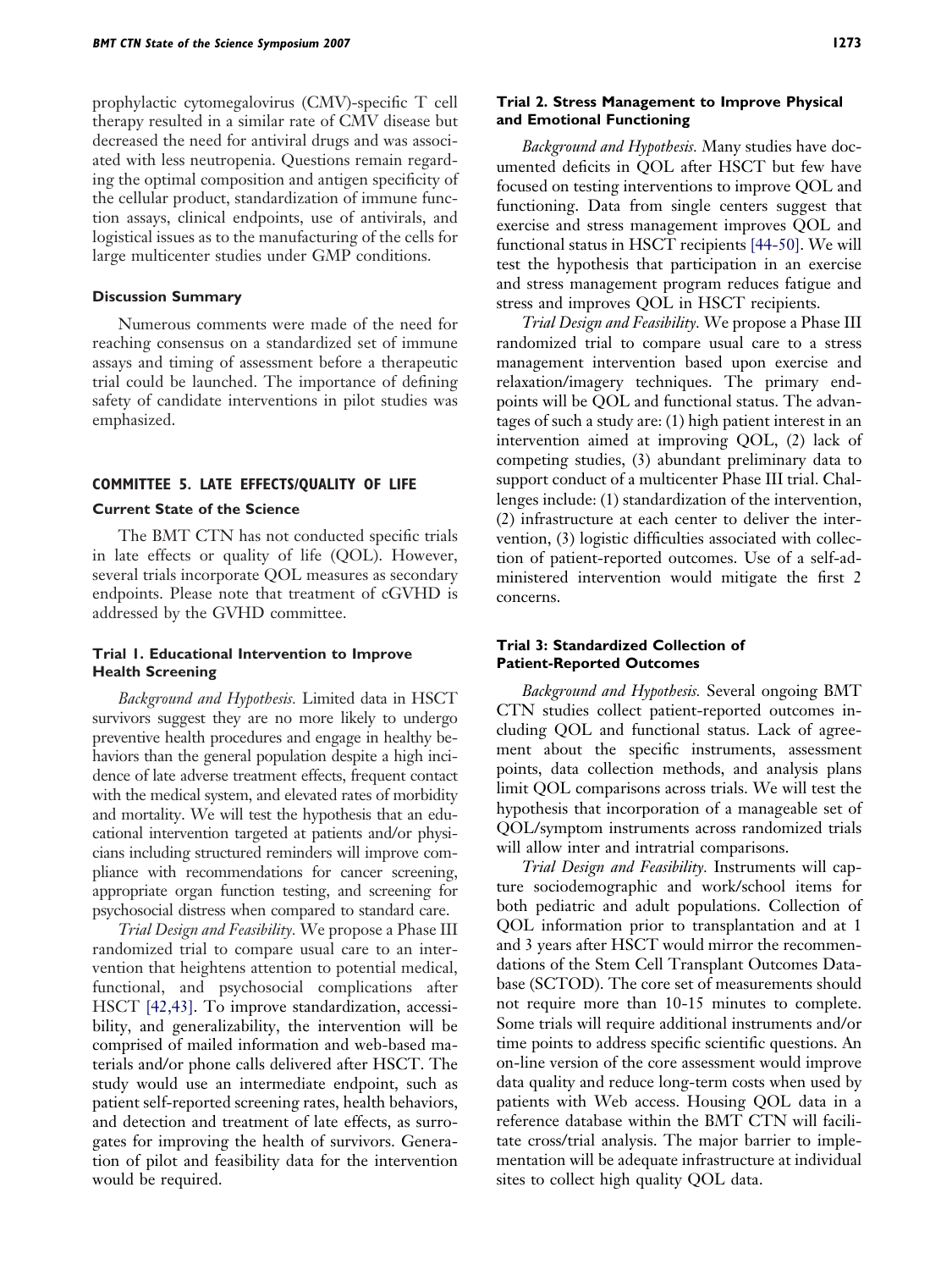prophylactic cytomegalovirus (CMV)-specific T cell therapy resulted in a similar rate of CMV disease but decreased the need for antiviral drugs and was associated with less neutropenia. Questions remain regarding the optimal composition and antigen specificity of the cellular product, standardization of immune function assays, clinical endpoints, use of antivirals, and logistical issues as to the manufacturing of the cells for large multicenter studies under GMP conditions.

#### Discussion Summary

Numerous comments were made of the need for reaching consensus on a standardized set of immune assays and timing of assessment before a therapeutic trial could be launched. The importance of defining safety of candidate interventions in pilot studies was emphasized.

## COMMITTEE 5. LATE EFFECTS/QUALITY OF LIFE

### Current State of the Science

The BMT CTN has not conducted specific trials in late effects or quality of life (QOL). However, several trials incorporate QOL measures as secondary endpoints. Please note that treatment of cGVHD is addressed by the GVHD committee.

#### Trial 1. Educational Intervention to Improve Health Screening

*Background and Hypothesis.* Limited data in HSCT survivors suggest they are no more likely to undergo preventive health procedures and engage in healthy behaviors than the general population despite a high incidence of late adverse treatment effects, frequent contact with the medical system, and elevated rates of morbidity and mortality. We will test the hypothesis that an educational intervention targeted at patients and/or physicians including structured reminders will improve compliance with recommendations for cancer screening, appropriate organ function testing, and screening for psychosocial distress when compared to standard care.

*Trial Design and Feasibility.* We propose a Phase III randomized trial to compare usual care to an intervention that heightens attention to potential medical, functional, and psychosocial complications after HSCT [42,43]. To improve standardization, accessibility, and generalizability, the intervention will be comprised of mailed information and web-based materials and/or phone calls delivered after HSCT. The study would use an intermediate endpoint, such as patient self-reported screening rates, health behaviors, and detection and treatment of late effects, as surrogates for improving the health of survivors. Generation of pilot and feasibility data for the intervention would be required.

#### Trial 2. Stress Management to Improve Physical and Emotional Functioning

*Background and Hypothesis.* Many studies have documented deficits in QOL after HSCT but few have focused on testing interventions to improve QOL and functioning. Data from single centers suggest that exercise and stress management improves QOL and functional status in HSCT recipients [44-50]. We will test the hypothesis that participation in an exercise and stress management program reduces fatigue and stress and improves QOL in HSCT recipients.

*Trial Design and Feasibility.* We propose a Phase III randomized trial to compare usual care to a stress management intervention based upon exercise and relaxation/imagery techniques. The primary endpoints will be QOL and functional status. The advantages of such a study are: (1) high patient interest in an intervention aimed at improving QOL, (2) lack of competing studies, (3) abundant preliminary data to support conduct of a multicenter Phase III trial. Challenges include: (1) standardization of the intervention, (2) infrastructure at each center to deliver the intervention, (3) logistic difficulties associated with collection of patient-reported outcomes. Use of a self-administered intervention would mitigate the first 2 concerns.

#### Trial 3: Standardized Collection of Patient-Reported Outcomes

*Background and Hypothesis.* Several ongoing BMT CTN studies collect patient-reported outcomes including QOL and functional status. Lack of agreement about the specific instruments, assessment points, data collection methods, and analysis plans limit QOL comparisons across trials. We will test the hypothesis that incorporation of a manageable set of QOL/symptom instruments across randomized trials will allow inter and intratrial comparisons.

*Trial Design and Feasibility.* Instruments will capture sociodemographic and work/school items for both pediatric and adult populations. Collection of QOL information prior to transplantation and at 1 and 3 years after HSCT would mirror the recommendations of the Stem Cell Transplant Outcomes Database (SCTOD). The core set of measurements should not require more than 10-15 minutes to complete. Some trials will require additional instruments and/or time points to address specific scientific questions. An on-line version of the core assessment would improve data quality and reduce long-term costs when used by patients with Web access. Housing QOL data in a reference database within the BMT CTN will facilitate cross/trial analysis. The major barrier to implementation will be adequate infrastructure at individual sites to collect high quality QOL data.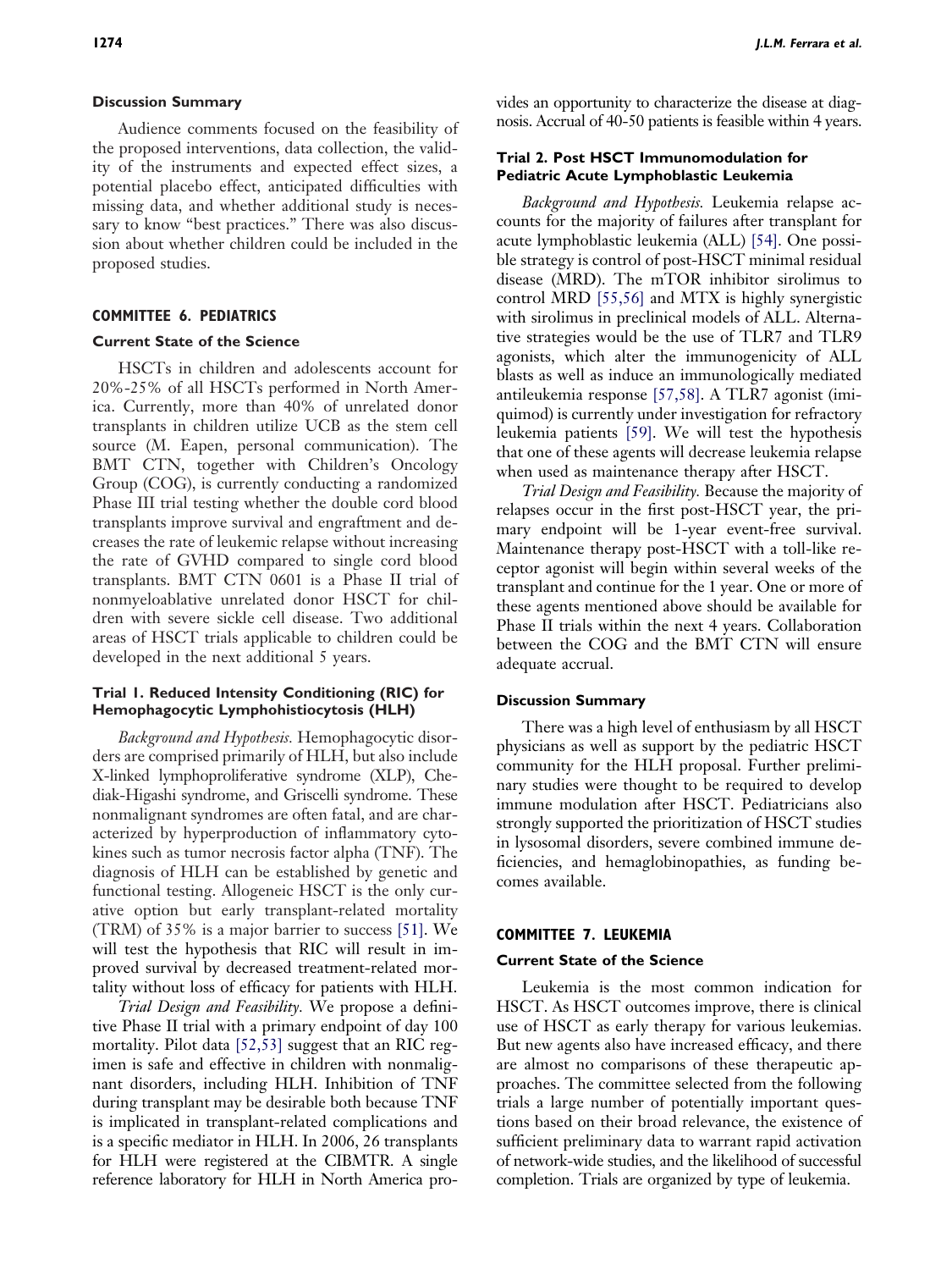### Discussion Summary

Audience comments focused on the feasibility of the proposed interventions, data collection, the validity of the instruments and expected effect sizes, a potential placebo effect, anticipated difficulties with missing data, and whether additional study is necessary to know "best practices." There was also discussion about whether children could be included in the proposed studies.

## COMMITTEE 6. PEDIATRICS

### Current State of the Science

HSCTs in children and adolescents account for 20%-25% of all HSCTs performed in North America. Currently, more than 40% of unrelated donor transplants in children utilize UCB as the stem cell source (M. Eapen, personal communication). The BMT CTN, together with Children's Oncology Group (COG), is currently conducting a randomized Phase III trial testing whether the double cord blood transplants improve survival and engraftment and decreases the rate of leukemic relapse without increasing the rate of GVHD compared to single cord blood transplants. BMT CTN 0601 is a Phase II trial of nonmyeloablative unrelated donor HSCT for children with severe sickle cell disease. Two additional areas of HSCT trials applicable to children could be developed in the next additional 5 years.

### Trial 1. Reduced Intensity Conditioning (RIC) for Hemophagocytic Lymphohistiocytosis (HLH)

*Background and Hypothesis.* Hemophagocytic disorders are comprised primarily of HLH, but also include X-linked lymphoproliferative syndrome (XLP), Chediak-Higashi syndrome, and Griscelli syndrome. These nonmalignant syndromes are often fatal, and are characterized by hyperproduction of inflammatory cytokines such as tumor necrosis factor alpha (TNF). The diagnosis of HLH can be established by genetic and functional testing. Allogeneic HSCT is the only curative option but early transplant-related mortality (TRM) of 35% is a major barrier to success [51]. We will test the hypothesis that RIC will result in improved survival by decreased treatment-related mortality without loss of efficacy for patients with HLH.

*Trial Design and Feasibility.* We propose a definitive Phase II trial with a primary endpoint of day 100 mortality. Pilot data [52,53] suggest that an RIC regimen is safe and effective in children with nonmalignant disorders, including HLH. Inhibition of TNF during transplant may be desirable both because TNF is implicated in transplant-related complications and is a specific mediator in HLH. In 2006, 26 transplants for HLH were registered at the CIBMTR. A single reference laboratory for HLH in North America provides an opportunity to characterize the disease at diagnosis. Accrual of 40-50 patients is feasible within 4 years.

### Trial 2. Post HSCT Immunomodulation for Pediatric Acute Lymphoblastic Leukemia

*Background and Hypothesis.* Leukemia relapse accounts for the majority of failures after transplant for acute lymphoblastic leukemia (ALL) [54]. One possible strategy is control of post-HSCT minimal residual disease (MRD). The mTOR inhibitor sirolimus to control MRD [55,56] and MTX is highly synergistic with sirolimus in preclinical models of ALL. Alternative strategies would be the use of TLR7 and TLR9 agonists, which alter the immunogenicity of ALL blasts as well as induce an immunologically mediated antileukemia response [57,58]. A TLR7 agonist (imiquimod) is currently under investigation for refractory leukemia patients [59]. We will test the hypothesis that one of these agents will decrease leukemia relapse when used as maintenance therapy after HSCT.

*Trial Design and Feasibility.* Because the majority of relapses occur in the first post-HSCT year, the primary endpoint will be 1-year event-free survival. Maintenance therapy post-HSCT with a toll-like receptor agonist will begin within several weeks of the transplant and continue for the 1 year. One or more of these agents mentioned above should be available for Phase II trials within the next 4 years. Collaboration between the COG and the BMT CTN will ensure adequate accrual.

### Discussion Summary

There was a high level of enthusiasm by all HSCT physicians as well as support by the pediatric HSCT community for the HLH proposal. Further preliminary studies were thought to be required to develop immune modulation after HSCT. Pediatricians also strongly supported the prioritization of HSCT studies in lysosomal disorders, severe combined immune deficiencies, and hemaglobinopathies, as funding becomes available.

## COMMITTEE 7. LEUKEMIA

### Current State of the Science

Leukemia is the most common indication for HSCT. As HSCT outcomes improve, there is clinical use of HSCT as early therapy for various leukemias. But new agents also have increased efficacy, and there are almost no comparisons of these therapeutic approaches. The committee selected from the following trials a large number of potentially important questions based on their broad relevance, the existence of sufficient preliminary data to warrant rapid activation of network-wide studies, and the likelihood of successful completion. Trials are organized by type of leukemia.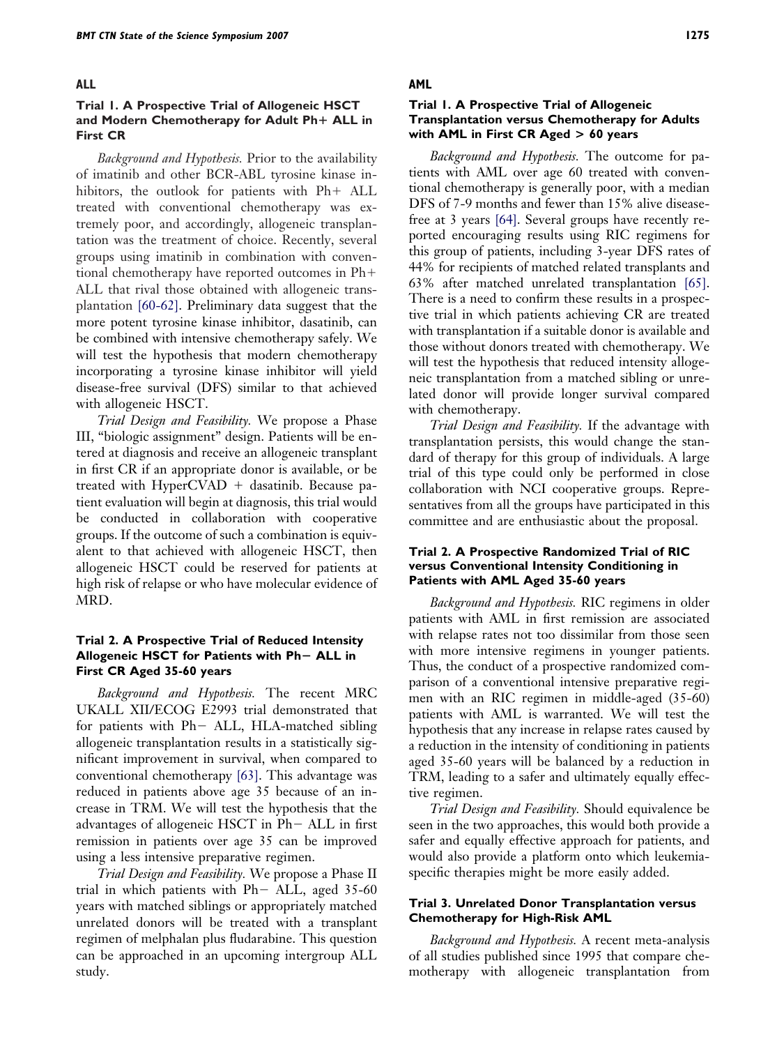## ALL

### Trial 1. A Prospective Trial of Allogeneic HSCT and Modern Chemotherapy for Adult Ph+ ALL in First CR

*Background and Hypothesis.* Prior to the availability of imatinib and other BCR-ABL tyrosine kinase inhibitors, the outlook for patients with Ph+ ALL treated with conventional chemotherapy was extremely poor, and accordingly, allogeneic transplantation was the treatment of choice. Recently, several groups using imatinib in combination with conventional chemotherapy have reported outcomes in Ph+ ALL that rival those obtained with allogeneic transplantation [60-62]. Preliminary data suggest that the more potent tyrosine kinase inhibitor, dasatinib, can be combined with intensive chemotherapy safely. We will test the hypothesis that modern chemotherapy incorporating a tyrosine kinase inhibitor will yield disease-free survival (DFS) similar to that achieved with allogeneic HSCT.

*Trial Design and Feasibility.* We propose a Phase III, "biologic assignment" design. Patients will be entered at diagnosis and receive an allogeneic transplant in first CR if an appropriate donor is available, or be treated with HyperCVAD + dasatinib. Because patient evaluation will begin at diagnosis, this trial would be conducted in collaboration with cooperative groups. If the outcome of such a combination is equivalent to that achieved with allogeneic HSCT, then allogeneic HSCT could be reserved for patients at high risk of relapse or who have molecular evidence of MRD.

### Trial 2. A Prospective Trial of Reduced Intensity Allogeneic HSCT for Patients with Ph− ALL in First CR Aged 35-60 years

*Background and Hypothesis.* The recent MRC UKALL XII/ECOG E2993 trial demonstrated that for patients with Ph− ALL, HLA-matched sibling allogeneic transplantation results in a statistically significant improvement in survival, when compared to conventional chemotherapy [63]. This advantage was reduced in patients above age 35 because of an increase in TRM. We will test the hypothesis that the advantages of allogeneic HSCT in Ph− ALL in first remission in patients over age 35 can be improved using a less intensive preparative regimen.

*Trial Design and Feasibility.* We propose a Phase II trial in which patients with Ph− ALL, aged 35-60 years with matched siblings or appropriately matched unrelated donors will be treated with a transplant regimen of melphalan plus fludarabine. This question can be approached in an upcoming intergroup ALL study.

## AML

### Trial 1. A Prospective Trial of Allogeneic Transplantation versus Chemotherapy for Adults with AML in First CR Aged > 60 years

*Background and Hypothesis.* The outcome for patients with AML over age 60 treated with conventional chemotherapy is generally poor, with a median DFS of 7-9 months and fewer than 15% alive disease-free at 3 years [64]. Several groups have recently reported encouraging results using RIC regimens for this group of patients, including 3-year DFS rates of 44% for recipients of matched related transplants and 63% after matched unrelated transplantation [65]. There is a need to confirm these results in a prospective trial in which patients achieving CR are treated with transplantation if a suitable donor is available and those without donors treated with chemotherapy. We will test the hypothesis that reduced intensity allogeneic transplantation from a matched sibling or unrelated donor will provide longer survival compared with chemotherapy.

*Trial Design and Feasibility.* If the advantage with transplantation persists, this would change the standard of therapy for this group of individuals. A large trial of this type could only be performed in close collaboration with NCI cooperative groups. Representatives from all the groups have participated in this committee and are enthusiastic about the proposal.

### Trial 2. A Prospective Randomized Trial of RIC versus Conventional Intensity Conditioning in Patients with AML Aged 35-60 years

*Background and Hypothesis.* RIC regimens in older patients with AML in first remission are associated with relapse rates not too dissimilar from those seen with more intensive regimens in younger patients. Thus, the conduct of a prospective randomized comparison of a conventional intensive preparative regimen with an RIC regimen in middle-aged (35-60) patients with AML is warranted. We will test the hypothesis that any increase in relapse rates caused by a reduction in the intensity of conditioning in patients aged 35-60 years will be balanced by a reduction in TRM, leading to a safer and ultimately equally effective regimen.

*Trial Design and Feasibility.* Should equivalence be seen in the two approaches, this would both provide a safer and equally effective approach for patients, and would also provide a platform onto which leukemia-specific therapies might be more easily added.

### Trial 3. Unrelated Donor Transplantation versus Chemotherapy for High-Risk AML

*Background and Hypothesis.* A recent meta-analysis of all studies published since 1995 that compare chemotherapy with allogeneic transplantation from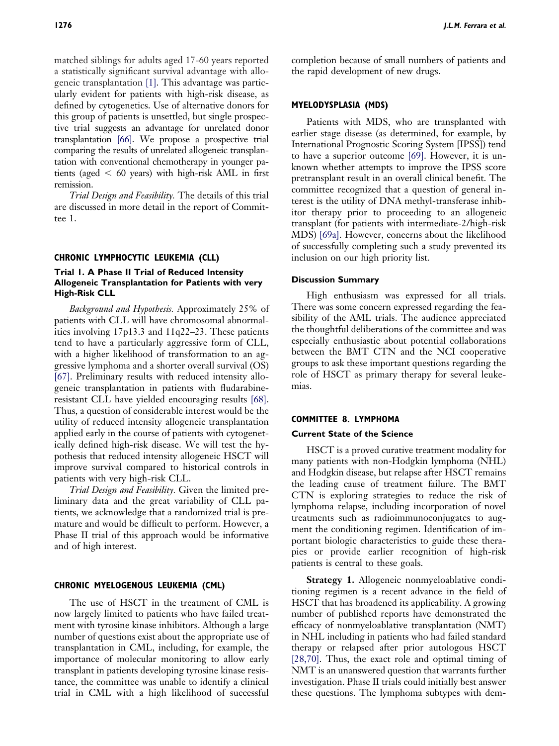matched siblings for adults aged 17-60 years reported a statistically significant survival advantage with allogeneic transplantation [1]. This advantage was particularly evident for patients with high-risk disease, as defined by cytogenetics. Use of alternative donors for this group of patients is unsettled, but single prospective trial suggests an advantage for unrelated donor transplantation [66]. We propose a prospective trial comparing the results of unrelated allogeneic transplantation with conventional chemotherapy in younger patients (aged < 60 years) with high-risk AML in first remission.

*Trial Design and Feasibility.* The details of this trial are discussed in more detail in the report of Committee 1.

## CHRONIC LYMPHOCYTIC LEUKEMIA (CLL)

### Trial 1. A Phase II Trial of Reduced Intensity Allogeneic Transplantation for Patients with very High-Risk CLL

*Background and Hypothesis.* Approximately 25% of patients with CLL will have chromosomal abnormalities involving 17p13.3 and 11q22–23. These patients tend to have a particularly aggressive form of CLL, with a higher likelihood of transformation to an aggressive lymphoma and a shorter overall survival (OS) [67]. Preliminary results with reduced intensity allogeneic transplantation in patients with fludarabine-resistant CLL have yielded encouraging results [68]. Thus, a question of considerable interest would be the utility of reduced intensity allogeneic transplantation applied early in the course of patients with cytogenetically defined high-risk disease. We will test the hypothesis that reduced intensity allogeneic HSCT will improve survival compared to historical controls in patients with very high-risk CLL.

*Trial Design and Feasibility.* Given the limited preliminary data and the great variability of CLL patients, we acknowledge that a randomized trial is premature and would be difficult to perform. However, a Phase II trial of this approach would be informative and of high interest.

## CHRONIC MYELOGENOUS LEUKEMIA (CML)

The use of HSCT in the treatment of CML is now largely limited to patients who have failed treatment with tyrosine kinase inhibitors. Although a large number of questions exist about the appropriate use of transplantation in CML, including, for example, the importance of molecular monitoring to allow early transplant in patients developing tyrosine kinase resistance, the committee was unable to identify a clinical trial in CML with a high likelihood of successful completion because of small numbers of patients and the rapid development of new drugs.

## MYELODYSPLASIA (MDS)

Patients with MDS, who are transplanted with earlier stage disease (as determined, for example, by International Prognostic Scoring System [IPSS]) tend to have a superior outcome [69]. However, it is unknown whether attempts to improve the IPSS score pretransplant result in an overall clinical benefit. The committee recognized that a question of general interest is the utility of DNA methyl-transferase inhibitor therapy prior to proceeding to an allogeneic transplant (for patients with intermediate-2/high-risk MDS) [69a]. However, concerns about the likelihood of successfully completing such a study prevented its inclusion on our high priority list.

### Discussion Summary

High enthusiasm was expressed for all trials. There was some concern expressed regarding the feasibility of the AML trials. The audience appreciated the thoughtful deliberations of the committee and was especially enthusiastic about potential collaborations between the BMT CTN and the NCI cooperative groups to ask these important questions regarding the role of HSCT as primary therapy for several leukemias.

## COMMITTEE 8. LYMPHOMA

### Current State of the Science

HSCT is a proved curative treatment modality for many patients with non-Hodgkin lymphoma (NHL) and Hodgkin disease, but relapse after HSCT remains the leading cause of treatment failure. The BMT CTN is exploring strategies to reduce the risk of lymphoma relapse, including incorporation of novel treatments such as radioimmunoconjugates to augment the conditioning regimen. Identification of important biologic characteristics to guide these therapies or provide earlier recognition of high-risk patients is central to these goals.

**Strategy 1.** Allogeneic nonmyeloablative conditioning regimen is a recent advance in the field of HSCT that has broadened its applicability. A growing number of published reports have demonstrated the efficacy of nonmyeloablative transplantation (NMT) in NHL including in patients who had failed standard therapy or relapsed after prior autologous HSCT [28,70]. Thus, the exact role and optimal timing of NMT is an unanswered question that warrants further investigation. Phase II trials could initially best answer these questions. The lymphoma subtypes with dem-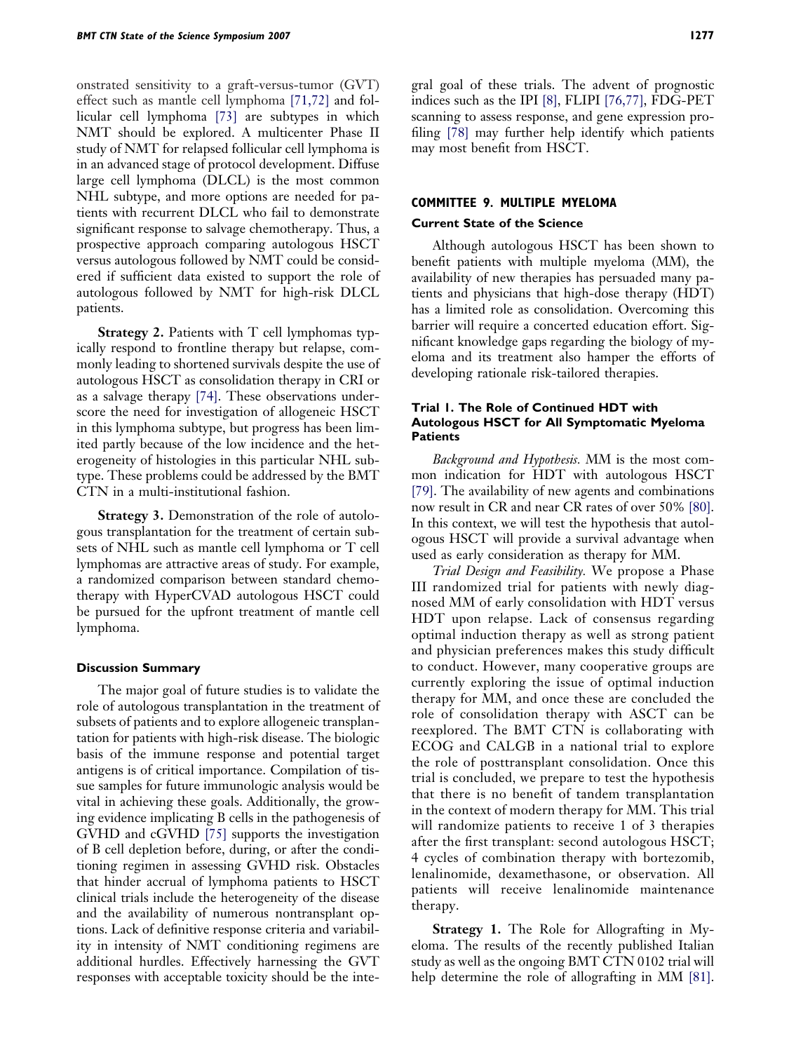onstrated sensitivity to a graft-versus-tumor (GVT) effect such as mantle cell lymphoma [71,72] and follicular cell lymphoma [73] are subtypes in which NMT should be explored. A multicenter Phase II study of NMT for relapsed follicular cell lymphoma is in an advanced stage of protocol development. Diffuse large cell lymphoma (DLCL) is the most common NHL subtype, and more options are needed for patients with recurrent DLCL who fail to demonstrate significant response to salvage chemotherapy. Thus, a prospective approach comparing autologous HSCT versus autologous followed by NMT could be considered if sufficient data existed to support the role of autologous followed by NMT for high-risk DLCL patients.

**Strategy 2.** Patients with T cell lymphomas typically respond to frontline therapy but relapse, commonly leading to shortened survivals despite the use of autologous HSCT as consolidation therapy in CRI or as a salvage therapy [74]. These observations underscore the need for investigation of allogeneic HSCT in this lymphoma subtype, but progress has been limited partly because of the low incidence and the heterogeneity of histologies in this particular NHL subtype. These problems could be addressed by the BMT CTN in a multi-institutional fashion.

**Strategy 3.** Demonstration of the role of autologous transplantation for the treatment of certain subsets of NHL such as mantle cell lymphoma or T cell lymphomas are attractive areas of study. For example, a randomized comparison between standard chemotherapy with HyperCVAD autologous HSCT could be pursued for the upfront treatment of mantle cell lymphoma.

#### Discussion Summary

The major goal of future studies is to validate the role of autologous transplantation in the treatment of subsets of patients and to explore allogeneic transplantation for patients with high-risk disease. The biologic basis of the immune response and potential target antigens is of critical importance. Compilation of tissue samples for future immunologic analysis would be vital in achieving these goals. Additionally, the growing evidence implicating B cells in the pathogenesis of GVHD and cGVHD [75] supports the investigation of B cell depletion before, during, or after the conditioning regimen in assessing GVHD risk. Obstacles that hinder accrual of lymphoma patients to HSCT clinical trials include the heterogeneity of the disease and the availability of numerous nontransplant options. Lack of definitive response criteria and variability in intensity of NMT conditioning regimens are additional hurdles. Effectively harnessing the GVT responses with acceptable toxicity should be the integral goal of these trials. The advent of prognostic indices such as the IPI [8], FLIPI [76,77], FDG-PET scanning to assess response, and gene expression profiling [78] may further help identify which patients may most benefit from HSCT.

## COMMITTEE 9. MULTIPLE MYELOMA

#### Current State of the Science

Although autologous HSCT has been shown to benefit patients with multiple myeloma (MM), the availability of new therapies has persuaded many patients and physicians that high-dose therapy (HDT) has a limited role as consolidation. Overcoming this barrier will require a concerted education effort. Significant knowledge gaps regarding the biology of myeloma and its treatment also hamper the efforts of developing rationale risk-tailored therapies.

#### Trial 1. The Role of Continued HDT with Autologous HSCT for All Symptomatic Myeloma Patients

*Background and Hypothesis.* MM is the most common indication for HDT with autologous HSCT [79]. The availability of new agents and combinations now result in CR and near CR rates of over 50% [80]. In this context, we will test the hypothesis that autologous HSCT will provide a survival advantage when used as early consideration as therapy for MM.

*Trial Design and Feasibility.* We propose a Phase III randomized trial for patients with newly diagnosed MM of early consolidation with HDT versus HDT upon relapse. Lack of consensus regarding optimal induction therapy as well as strong patient and physician preferences makes this study difficult to conduct. However, many cooperative groups are currently exploring the issue of optimal induction therapy for MM, and once these are concluded the role of consolidation therapy with ASCT can be reexplored. The BMT CTN is collaborating with ECOG and CALGB in a national trial to explore the role of posttransplant consolidation. Once this trial is concluded, we prepare to test the hypothesis that there is no benefit of tandem transplantation in the context of modern therapy for MM. This trial will randomize patients to receive 1 of 3 therapies after the first transplant: second autologous HSCT; 4 cycles of combination therapy with bortezomib, lenalinomide, dexamethasone, or observation. All patients will receive lenalinomide maintenance therapy.

**Strategy 1.** The Role for Allografting in Myeloma. The results of the recently published Italian study as well as the ongoing BMT CTN 0102 trial will help determine the role of allografting in MM [81].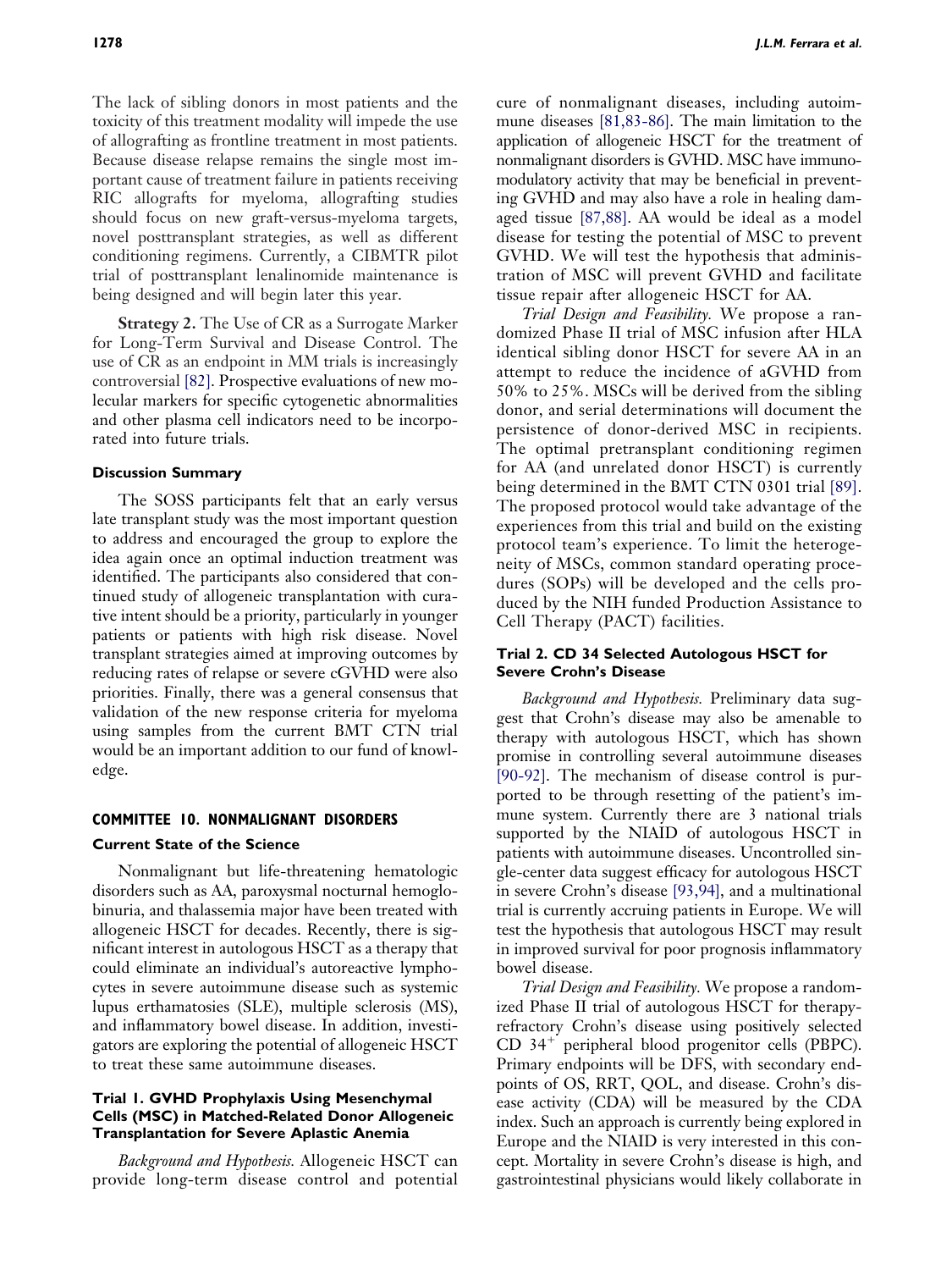The lack of sibling donors in most patients and the toxicity of this treatment modality will impede the use of allografting as frontline treatment in most patients. Because disease relapse remains the single most important cause of treatment failure in patients receiving RIC allografts for myeloma, allografting studies should focus on new graft-versus-myeloma targets, novel posttransplant strategies, as well as different conditioning regimens. Currently, a CIBMTR pilot trial of posttransplant lenalinomide maintenance is being designed and will begin later this year.

**Strategy 2.** The Use of CR as a Surrogate Marker for Long-Term Survival and Disease Control. The use of CR as an endpoint in MM trials is increasingly controversial [82]. Prospective evaluations of new molecular markers for specific cytogenetic abnormalities and other plasma cell indicators need to be incorporated into future trials.

#### Discussion Summary

The SOSS participants felt that an early versus late transplant study was the most important question to address and encouraged the group to explore the idea again once an optimal induction treatment was identified. The participants also considered that continued study of allogeneic transplantation with curative intent should be a priority, particularly in younger patients or patients with high risk disease. Novel transplant strategies aimed at improving outcomes by reducing rates of relapse or severe cGVHD were also priorities. Finally, there was a general consensus that validation of the new response criteria for myeloma using samples from the current BMT CTN trial would be an important addition to our fund of knowledge.

### COMMITTEE 10. NONMALIGNANT DISORDERS

#### Current State of the Science

Nonmalignant but life-threatening hematologic disorders such as AA, paroxysmal nocturnal hemoglobinuria, and thalassemia major have been treated with allogeneic HSCT for decades. Recently, there is significant interest in autologous HSCT as a therapy that could eliminate an individual's autoreactive lymphocytes in severe autoimmune disease such as systemic lupus erthamatosies (SLE), multiple sclerosis (MS), and inflammatory bowel disease. In addition, investigators are exploring the potential of allogeneic HSCT to treat these same autoimmune diseases.

#### Trial 1. GVHD Prophylaxis Using Mesenchymal Cells (MSC) in Matched-Related Donor Allogeneic Transplantation for Severe Aplastic Anemia

*Background and Hypothesis.* Allogeneic HSCT can provide long-term disease control and potential cure of nonmalignant diseases, including autoimmune diseases [81,83-86]. The main limitation to the application of allogeneic HSCT for the treatment of nonmalignant disorders is GVHD. MSC have immunomodulatory activity that may be beneficial in preventing GVHD and may also have a role in healing damaged tissue [87,88]. AA would be ideal as a model disease for testing the potential of MSC to prevent GVHD. We will test the hypothesis that administration of MSC will prevent GVHD and facilitate tissue repair after allogeneic HSCT for AA.

*Trial Design and Feasibility.* We propose a randomized Phase II trial of MSC infusion after HLA identical sibling donor HSCT for severe AA in an attempt to reduce the incidence of aGVHD from 50% to 25%. MSCs will be derived from the sibling donor, and serial determinations will document the persistence of donor-derived MSC in recipients. The optimal pretransplant conditioning regimen for AA (and unrelated donor HSCT) is currently being determined in the BMT CTN 0301 trial [89]. The proposed protocol would take advantage of the experiences from this trial and build on the existing protocol team's experience. To limit the heterogeneity of MSCs, common standard operating procedures (SOPs) will be developed and the cells produced by the NIH funded Production Assistance to Cell Therapy (PACT) facilities.

#### Trial 2. CD 34 Selected Autologous HSCT for Severe Crohn's Disease

*Background and Hypothesis.* Preliminary data suggest that Crohn's disease may also be amenable to therapy with autologous HSCT, which has shown promise in controlling several autoimmune diseases [90-92]. The mechanism of disease control is purported to be through resetting of the patient's immune system. Currently there are 3 national trials supported by the NIAID of autologous HSCT in patients with autoimmune diseases. Uncontrolled single-center data suggest efficacy for autologous HSCT in severe Crohn's disease [93,94], and a multinational trial is currently accruing patients in Europe. We will test the hypothesis that autologous HSCT may result in improved survival for poor prognosis inflammatory bowel disease.

*Trial Design and Feasibility.* We propose a randomized Phase II trial of autologous HSCT for therapy-refractory Crohn's disease using positively selected CD $34^+$ peripheral blood progenitor cells (PBPC). Primary endpoints will be DFS, with secondary endpoints of OS, RRT, QOL, and disease. Crohn's disease activity (CDA) will be measured by the CDA index. Such an approach is currently being explored in Europe and the NIAID is very interested in this concept. Mortality in severe Crohn's disease is high, and gastrointestinal physicians would likely collaborate in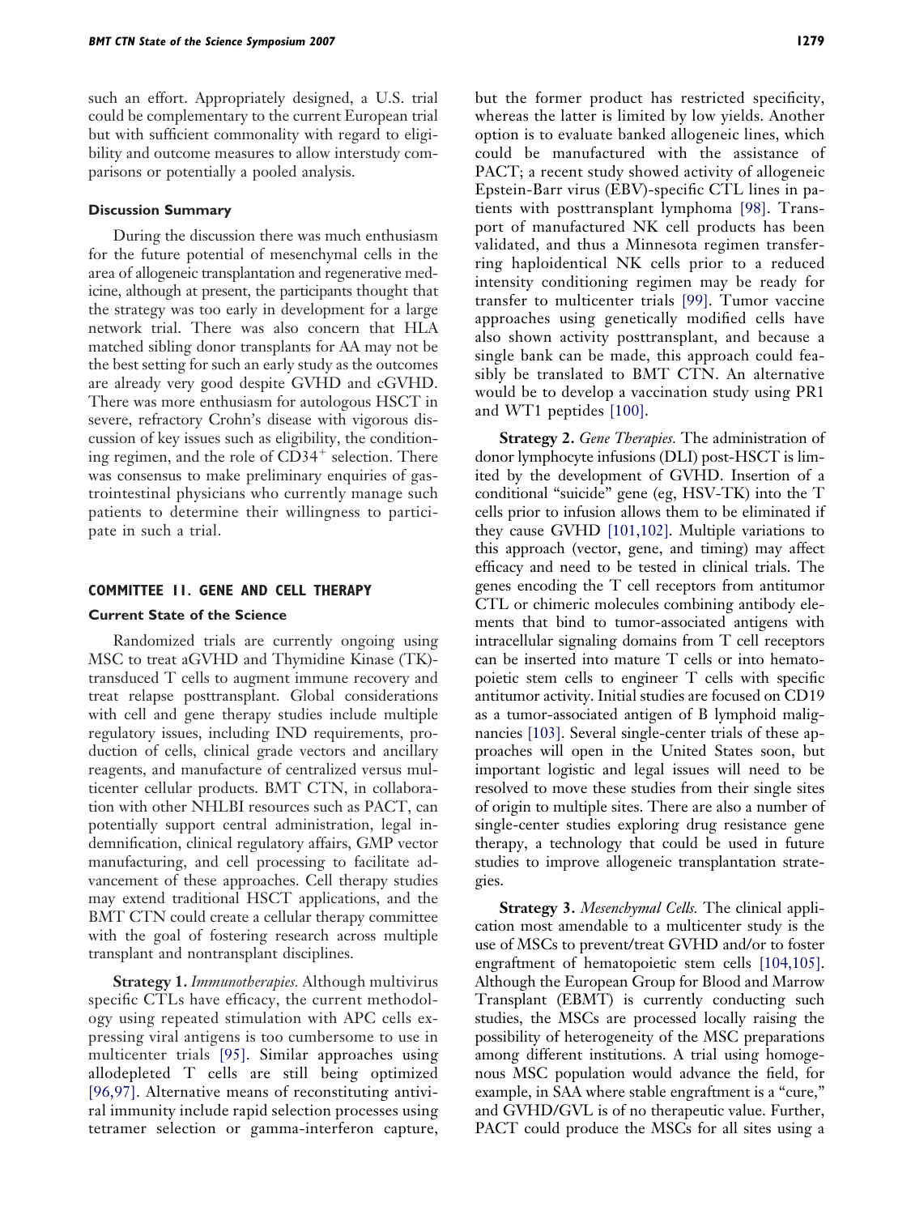such an effort. Appropriately designed, a U.S. trial could be complementary to the current European trial but with sufficient commonality with regard to eligibility and outcome measures to allow interstudy comparisons or potentially a pooled analysis.

#### Discussion Summary

During the discussion there was much enthusiasm for the future potential of mesenchymal cells in the area of allogeneic transplantation and regenerative medicine, although at present, the participants thought that the strategy was too early in development for a large network trial. There was also concern that HLA matched sibling donor transplants for AA may not be the best setting for such an early study as the outcomes are already very good despite GVHD and cGVHD. There was more enthusiasm for autologous HSCT in severe, refractory Crohn's disease with vigorous discussion of key issues such as eligibility, the conditioning regimen, and the role of $CD34^+$ selection. There was consensus to make preliminary enquiries of gastrointestinal physicians who currently manage such patients to determine their willingness to participate in such a trial.

### COMMITTEE 11. GENE AND CELL THERAPY

#### Current State of the Science

Randomized trials are currently ongoing using MSC to treat aGVHD and Thymidine Kinase (TK)-transduced T cells to augment immune recovery and treat relapse posttransplant. Global considerations with cell and gene therapy studies include multiple regulatory issues, including IND requirements, production of cells, clinical grade vectors and ancillary reagents, and manufacture of centralized versus multicenter cellular products. BMT CTN, in collaboration with other NHLBI resources such as PACT, can potentially support central administration, legal indemnification, clinical regulatory affairs, GMP vector manufacturing, and cell processing to facilitate advancement of these approaches. Cell therapy studies may extend traditional HSCT applications, and the BMT CTN could create a cellular therapy committee with the goal of fostering research across multiple transplant and nontransplant disciplines.

**Strategy 1.** *Immunotherapies.* Although multivirus specific CTLs have efficacy, the current methodology using repeated stimulation with APC cells expressing viral antigens is too cumbersome to use in multicenter trials [95]. Similar approaches using allodepleted T cells are still being optimized [96,97]. Alternative means of reconstituting antiviral immunity include rapid selection processes using tetramer selection or gamma-interferon capture, but the former product has restricted specificity, whereas the latter is limited by low yields. Another option is to evaluate banked allogeneic lines, which could be manufactured with the assistance of PACT; a recent study showed activity of allogeneic Epstein-Barr virus (EBV)-specific CTL lines in patients with posttransplant lymphoma [98]. Transport of manufactured NK cell products has been validated, and thus a Minnesota regimen transferring haploidentical NK cells prior to a reduced intensity conditioning regimen may be ready for transfer to multicenter trials [99]. Tumor vaccine approaches using genetically modified cells have also shown activity posttransplant, and because a single bank can be made, this approach could feasibly be translated to BMT CTN. An alternative would be to develop a vaccination study using PR1 and WT1 peptides [100].

**Strategy 2.** *Gene Therapies.* The administration of donor lymphocyte infusions (DLI) post-HSCT is limited by the development of GVHD. Insertion of a conditional "suicide" gene (eg, HSV-TK) into the T cells prior to infusion allows them to be eliminated if they cause GVHD [101,102]. Multiple variations to this approach (vector, gene, and timing) may affect efficacy and need to be tested in clinical trials. The genes encoding the T cell receptors from antitumor CTL or chimeric molecules combining antibody elements that bind to tumor-associated antigens with intracellular signaling domains from T cell receptors can be inserted into mature T cells or into hematopoietic stem cells to engineer T cells with specific antitumor activity. Initial studies are focused on CD19 as a tumor-associated antigen of B lymphoid malignancies [103]. Several single-center trials of these approaches will open in the United States soon, but important logistic and legal issues will need to be resolved to move these studies from their single sites of origin to multiple sites. There are also a number of single-center studies exploring drug resistance gene therapy, a technology that could be used in future studies to improve allogeneic transplantation strategies.

**Strategy 3.** *Mesenchymal Cells.* The clinical application most amendable to a multicenter study is the use of MSCs to prevent/treat GVHD and/or to foster engraftment of hematopoietic stem cells [104,105]. Although the European Group for Blood and Marrow Transplant (EBMT) is currently conducting such studies, the MSCs are processed locally raising the possibility of heterogeneity of the MSC preparations among different institutions. A trial using homogenous MSC population would advance the field, for example, in SAA where stable engraftment is a "cure," and GVHD/GVL is of no therapeutic value. Further, PACT could produce the MSCs for all sites using a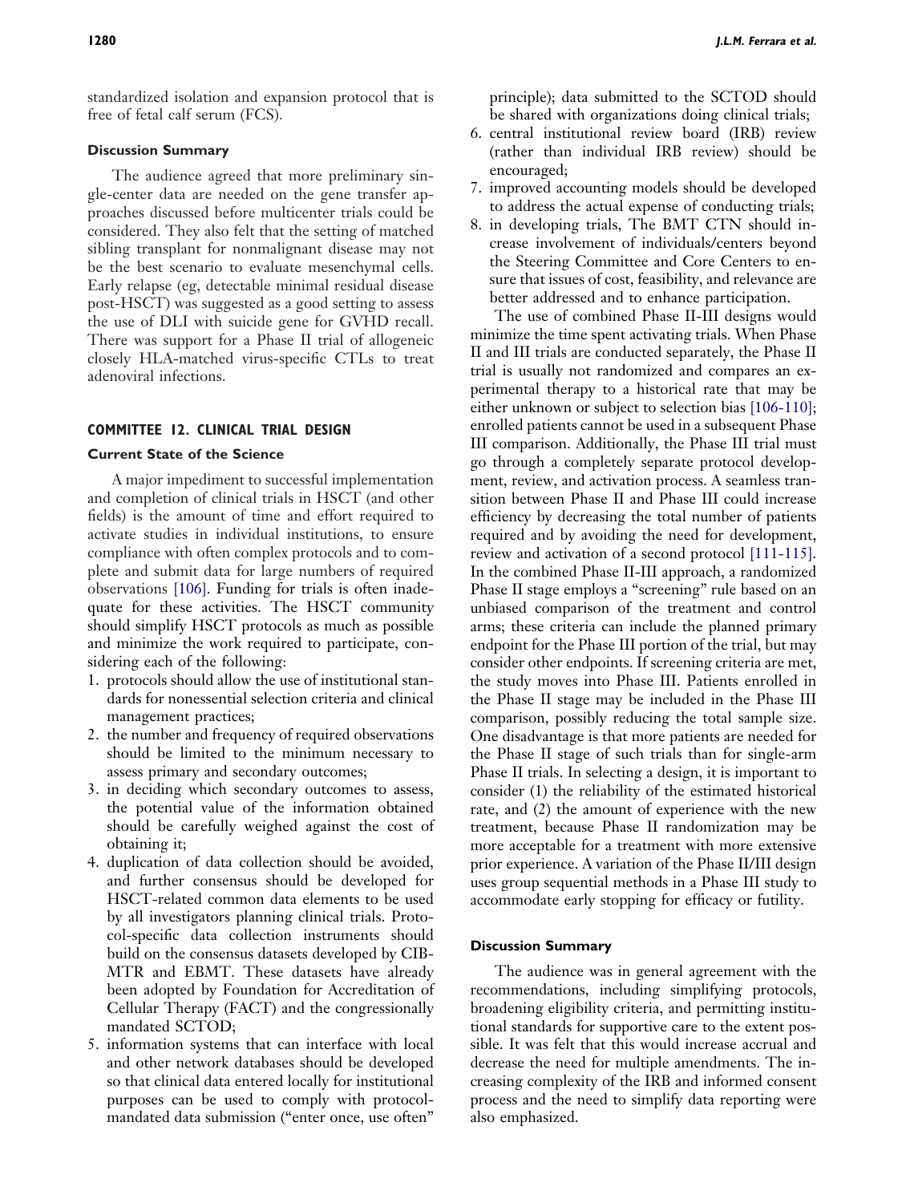standardized isolation and expansion protocol that is free of fetal calf serum (FCS).

### Discussion Summary

The audience agreed that more preliminary single-center data are needed on the gene transfer approaches discussed before multicenter trials could be considered. They also felt that the setting of matched sibling transplant for nonmalignant disease may not be the best scenario to evaluate mesenchymal cells. Early relapse (eg, detectable minimal residual disease post-HSCT) was suggested as a good setting to assess the use of DLI with suicide gene for GVHD recall. There was support for a Phase II trial of allogeneic closely HLA-matched virus-specific CTLs to treat adenoviral infections.

## COMMITTEE 12. CLINICAL TRIAL DESIGN

### Current State of the Science

A major impediment to successful implementation and completion of clinical trials in HSCT (and other fields) is the amount of time and effort required to activate studies in individual institutions, to ensure compliance with often complex protocols and to complete and submit data for large numbers of required observations [106]. Funding for trials is often inadequate for these activities. The HSCT community should simplify HSCT protocols as much as possible and minimize the work required to participate, considering each of the following:

1. protocols should allow the use of institutional standards for nonessential selection criteria and clinical management practices;
2. the number and frequency of required observations should be limited to the minimum necessary to assess primary and secondary outcomes;
3. in deciding which secondary outcomes to assess, the potential value of the information obtained should be carefully weighed against the cost of obtaining it;
4. duplication of data collection should be avoided, and further consensus should be developed for HSCT-related common data elements to be used by all investigators planning clinical trials. Protocol-specific data collection instruments should build on the consensus datasets developed by CIBMTR and EBMT. These datasets have already been adopted by Foundation for Accreditation of Cellular Therapy (FACT) and the congressionally mandated SCTOD;
5. information systems that can interface with local and other network databases should be developed so that clinical data entered locally for institutional purposes can be used to comply with protocol-mandated data submission ("enter once, use often" principle); data submitted to the SCTOD should be shared with organizations doing clinical trials;
6. central institutional review board (IRB) review (rather than individual IRB review) should be encouraged;
7. improved accounting models should be developed to address the actual expense of conducting trials;
8. in developing trials, The BMT CTN should increase involvement of individuals/centers beyond the Steering Committee and Core Centers to ensure that issues of cost, feasibility, and relevance are better addressed and to enhance participation.

The use of combined Phase II-III designs would minimize the time spent activating trials. When Phase II and III trials are conducted separately, the Phase II trial is usually not randomized and compares an experimental therapy to a historical rate that may be either unknown or subject to selection bias [106-110]; enrolled patients cannot be used in a subsequent Phase III comparison. Additionally, the Phase III trial must go through a completely separate protocol development, review, and activation process. A seamless transition between Phase II and Phase III could increase efficiency by decreasing the total number of patients required and by avoiding the need for development, review and activation of a second protocol [111-115]. In the combined Phase II-III approach, a randomized Phase II stage employs a "screening" rule based on an unbiased comparison of the treatment and control arms; these criteria can include the planned primary endpoint for the Phase III portion of the trial, but may consider other endpoints. If screening criteria are met, the study moves into Phase III. Patients enrolled in the Phase II stage may be included in the Phase III comparison, possibly reducing the total sample size. One disadvantage is that more patients are needed for the Phase II stage of such trials than for single-arm Phase II trials. In selecting a design, it is important to consider (1) the reliability of the estimated historical rate, and (2) the amount of experience with the new treatment, because Phase II randomization may be more acceptable for a treatment with more extensive prior experience. A variation of the Phase II/III design uses group sequential methods in a Phase III study to accommodate early stopping for efficacy or futility.

### Discussion Summary

The audience was in general agreement with the recommendations, including simplifying protocols, broadening eligibility criteria, and permitting institutional standards for supportive care to the extent possible. It was felt that this would increase accrual and decrease the need for multiple amendments. The increasing complexity of the IRB and informed consent process and the need to simplify data reporting were also emphasized.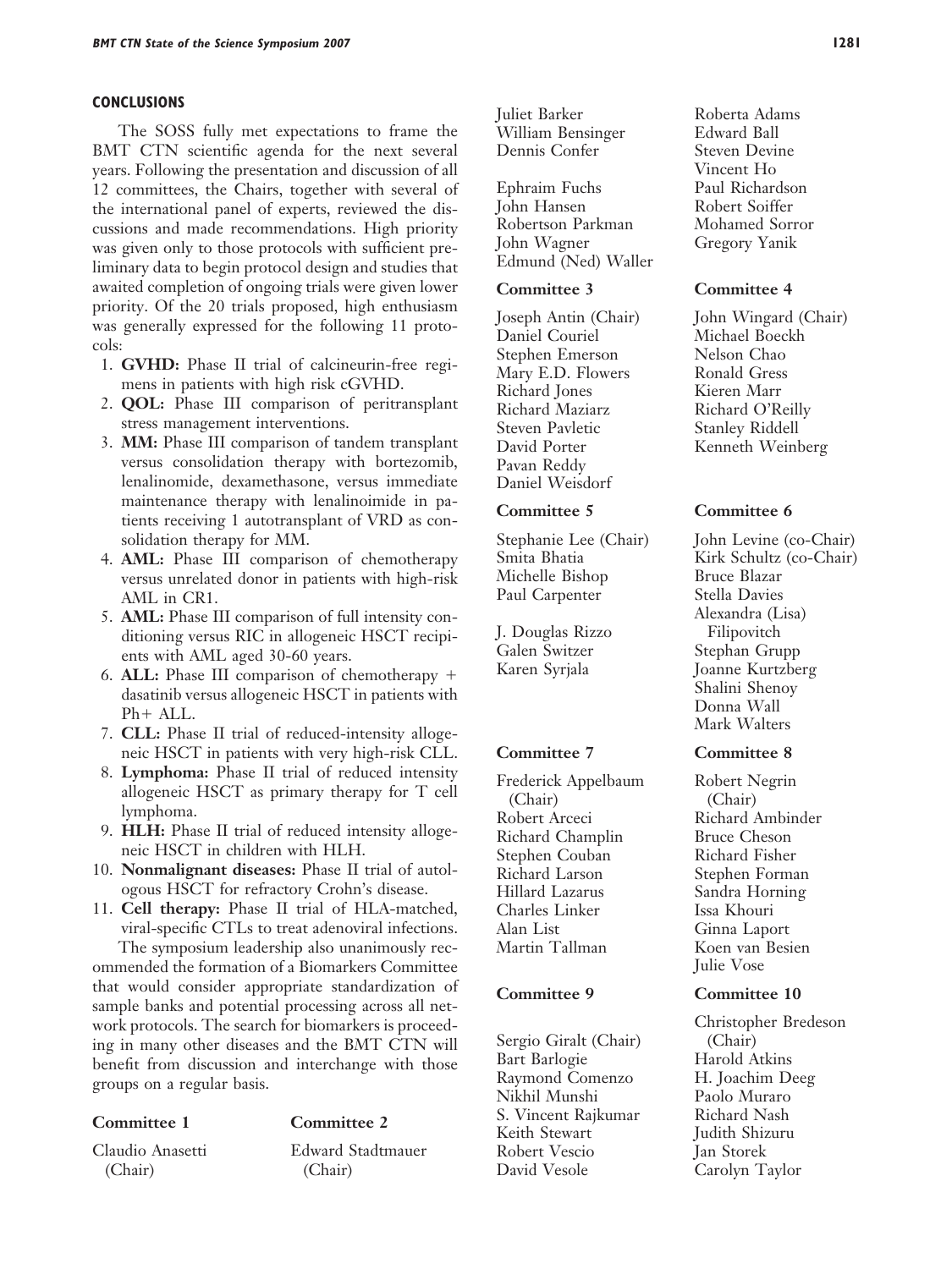## CONCLUSIONS

The SOSS fully met expectations to frame the BMT CTN scientific agenda for the next several years. Following the presentation and discussion of all 12 committees, the Chairs, together with several of the international panel of experts, reviewed the discussions and made recommendations. High priority was given only to those protocols with sufficient preliminary data to begin protocol design and studies that awaited completion of ongoing trials were given lower priority. Of the 20 trials proposed, high enthusiasm was generally expressed for the following 11 protocols:

1. **GVHD:** Phase II trial of calcineurin-free regimens in patients with high risk cGVHD.
2. **QOL:** Phase III comparison of peritransplant stress management interventions.
3. **MM:** Phase III comparison of tandem transplant versus consolidation therapy with bortezomib, lenalinomide, dexamethasone, versus immediate maintenance therapy with lenalinoimide in patients receiving 1 autotransplant of VRD as consolidation therapy for MM.
4. **AML:** Phase III comparison of chemotherapy versus unrelated donor in patients with high-risk AML in CR1.
5. **AML:** Phase III comparison of full intensity conditioning versus RIC in allogeneic HSCT recipients with AML aged 30-60 years.
6. **ALL:** Phase III comparison of chemotherapy + dasatinib versus allogeneic HSCT in patients with Ph+ ALL.
7. **CLL:** Phase II trial of reduced-intensity allogeneic HSCT in patients with very high-risk CLL.
8. **Lymphoma:** Phase II trial of reduced intensity allogeneic HSCT as primary therapy for T cell lymphoma.
9. **HLH:** Phase II trial of reduced intensity allogeneic HSCT in children with HLH.
10. **Nonmalignant diseases:** Phase II trial of autologous HSCT for refractory Crohn's disease.
11. **Cell therapy:** Phase II trial of HLA-matched, viral-specific CTLs to treat adenoviral infections.

The symposium leadership also unanimously recommended the formation of a Biomarkers Committee that would consider appropriate standardization of sample banks and potential processing across all network protocols. The search for biomarkers is proceeding in many other diseases and the BMT CTN will benefit from discussion and interchange with those groups on a regular basis.

**Committee 1**

Claudio Anasetti (Chair)
Juliet Barker
William Bensinger
Dennis Confer
Ephraim Fuchs
John Hansen
Robertson Parkman
John Wagner
Edmund (Ned) Waller

**Committee 2**

Edward Stadtmauer (Chair)
Roberta Adams
Edward Ball
Steven Devine
Vincent Ho
Paul Richardson
Robert Soiffer
Mohamed Sorror
Gregory Yanik

**Committee 3**

Joseph Antin (Chair)
Daniel Couriel
Stephen Emerson
Mary E.D. Flowers
Richard Jones
Richard Maziarz
Steven Pavletic
David Porter
Pavan Reddy
Daniel Weisdorf

**Committee 4**

John Wingard (Chair)
Michael Boeckh
Nelson Chao
Ronald Gress
Kieren Marr
Richard O'Reilly
Stanley Riddell
Kenneth Weinberg

**Committee 5**

Stephanie Lee (Chair)
Smita Bhatia
Michelle Bishop
Paul Carpenter
J. Douglas Rizzo
Galen Switzer
Karen Syrjala

**Committee 6**

John Levine (co-Chair)
Kirk Schultz (co-Chair)
Bruce Blazar
Stella Davies
Alexandra (Lisa) Filipovitch
Stephan Grupp
Joanne Kurtzberg
Shalini Shenoy
Donna Wall
Mark Walters

**Committee 7**

Frederick Appelbaum (Chair)
Robert Arceci
Richard Champlin
Stephen Couban
Richard Larson
Hillard Lazarus
Charles Linker
Alan List
Martin Tallman

**Committee 8**

Robert Negrin (Chair)
Richard Ambinder
Bruce Cheson
Richard Fisher
Stephen Forman
Sandra Horning
Issa Khouri
Ginna Laport
Koen van Besien
Julie Vose

**Committee 9**

Sergio Giralt (Chair)
Bart Barlogie
Raymond Comenzo
Nikhil Munshi
S. Vincent Rajkumar
Keith Stewart
Robert Vescio
David Vesole

**Committee 10**

Christopher Bredeson (Chair)
Harold Atkins
H. Joachim Deeg
Paolo Muraro
Richard Nash
Judith Shizuru
Jan Storek
Carolyn Taylor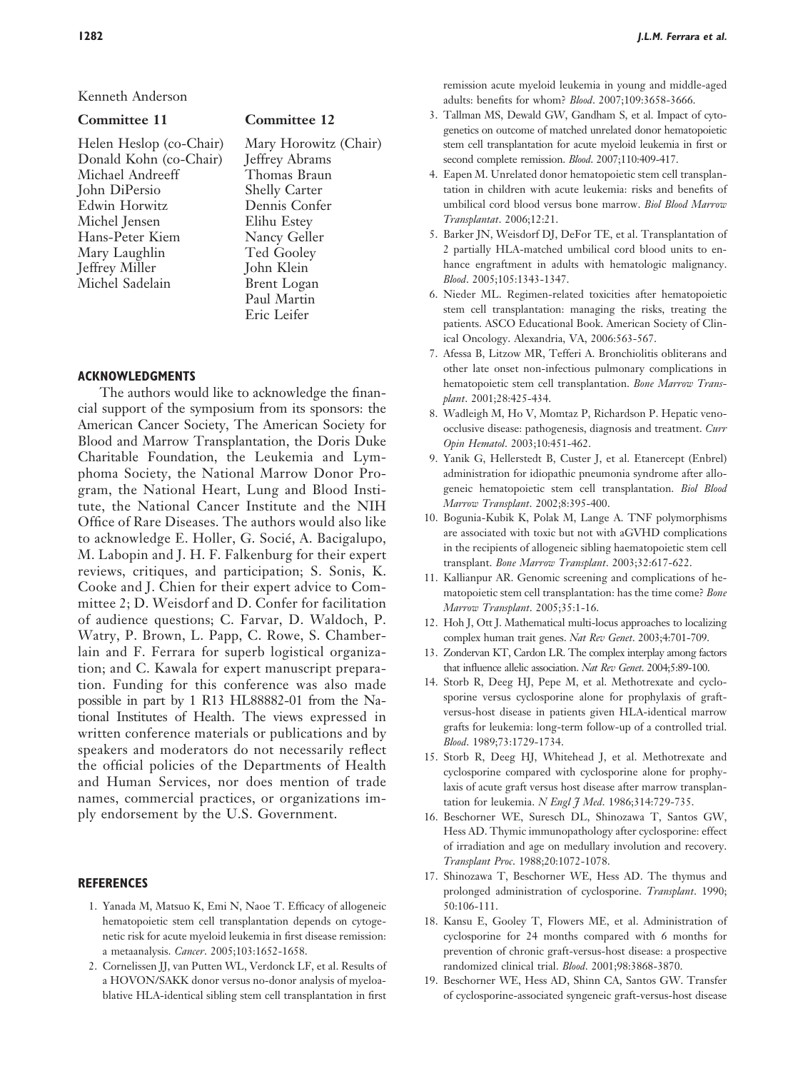Kenneth Anderson

| Committee 11 | Committee 12 |
|---|---|
| Helen Heslop (co-Chair) | Mary Horowitz (Chair) |
| Donald Kohn (co-Chair) | Jeffrey Abrams |
| Michael Andreeff | Thomas Braun |
| John DiPersio | Shelly Carter |
| Edwin Horwitz | Dennis Confer |
| Michel Jensen | Elihu Estey |
| Hans-Peter Kiem | Nancy Geller |
| Mary Laughlin | Ted Gooley |
| Jeffrey Miller | John Klein |
| Michel Sadelain | Brent Logan |
| | Paul Martin |
| | Eric Leifer |

## ACKNOWLEDGMENTS

The authors would like to acknowledge the financial support of the symposium from its sponsors: the American Cancer Society, The American Society for Blood and Marrow Transplantation, the Doris Duke Charitable Foundation, the Leukemia and Lymphoma Society, the National Marrow Donor Program, the National Heart, Lung and Blood Institute, the National Cancer Institute and the NIH Office of Rare Diseases. The authors would also like to acknowledge E. Holler, G. Socié, A. Bacigalupo, M. Labopin and J. H. F. Falkenburg for their expert reviews, critiques, and participation; S. Sonis, K. Cooke and J. Chien for their expert advice to Committee 2; D. Weisdorf and D. Confer for facilitation of audience questions; C. Farvar, D. Waldoch, P. Watry, P. Brown, L. Papp, C. Rowe, S. Chamberlain and F. Ferrara for superb logistical organization; and C. Kawala for expert manuscript preparation. Funding for this conference was also made possible in part by 1 R13 HL88882-01 from the National Institutes of Health. The views expressed in written conference materials or publications and by speakers and moderators do not necessarily reflect the official policies of the Departments of Health and Human Services, nor does mention of trade names, commercial practices, or organizations imply endorsement by the U.S. Government.

## REFERENCES

1. Yanada M, Matsuo K, Emi N, Naoe T. Efficacy of allogeneic hematopoietic stem cell transplantation depends on cytogenetic risk for acute myeloid leukemia in first disease remission: a metaanalysis. *Cancer*. 2005;103:1652-1658.
2. Cornelissen JJ, van Putten WL, Verdonck LF, et al. Results of a HOVON/SAKK donor versus no-donor analysis of myeloablative HLA-identical sibling stem cell transplantation in first remission acute myeloid leukemia in young and middle-aged adults: benefits for whom? *Blood*. 2007;109:3658-3666.
3. Tallman MS, Dewald GW, Gandham S, et al. Impact of cytogenetics on outcome of matched unrelated donor hematopoietic stem cell transplantation for acute myeloid leukemia in first or second complete remission. *Blood*. 2007;110:409-417.
4. Eapen M. Unrelated donor hematopoietic stem cell transplantation in children with acute leukemia: risks and benefits of umbilical cord blood versus bone marrow. *Biol Blood Marrow Transplantat*. 2006;12:21.
5. Barker JN, Weisdorf DJ, DeFor TE, et al. Transplantation of 2 partially HLA-matched umbilical cord blood units to enhance engraftment in adults with hematologic malignancy. *Blood*. 2005;105:1343-1347.
6. Nieder ML. Regimen-related toxicities after hematopoietic stem cell transplantation: managing the risks, treating the patients. ASCO Educational Book. American Society of Clinical Oncology. Alexandria, VA, 2006:563-567.
7. Afessa B, Litzow MR, Tefferi A. Bronchiolitis obliterans and other late onset non-infectious pulmonary complications in hematopoietic stem cell transplantation. *Bone Marrow Transplant*. 2001;28:425-434.
8. Wadleigh M, Ho V, Momtaz P, Richardson P. Hepatic venoocclusive disease: pathogenesis, diagnosis and treatment. *Curr Opin Hematol*. 2003;10:451-462.
9. Yanik G, Hellerstedt B, Custer J, et al. Etanercept (Enbrel) administration for idiopathic pneumonia syndrome after allogeneic hematopoietic stem cell transplantation. *Biol Blood Marrow Transplant*. 2002;8:395-400.
10. Bogunia-Kubik K, Polak M, Lange A. TNF polymorphisms are associated with toxic but not with aGVHD complications in the recipients of allogeneic sibling haematopoietic stem cell transplant. *Bone Marrow Transplant*. 2003;32:617-622.
11. Kallianpur AR. Genomic screening and complications of hematopoietic stem cell transplantation: has the time come? *Bone Marrow Transplant*. 2005;35:1-16.
12. Hoh J, Ott J. Mathematical multi-locus approaches to localizing complex human trait genes. *Nat Rev Genet*. 2003;4:701-709.
13. Zondervan KT, Cardon LR. The complex interplay among factors that influence allelic association. *Nat Rev Genet*. 2004;5:89-100.
14. Storb R, Deeg HJ, Pepe M, et al. Methotrexate and cyclosporine versus cyclosporine alone for prophylaxis of graft-versus-host disease in patients given HLA-identical marrow grafts for leukemia: long-term follow-up of a controlled trial. *Blood*. 1989;73:1729-1734.
15. Storb R, Deeg HJ, Whitehead J, et al. Methotrexate and cyclosporine compared with cyclosporine alone for prophylaxis of acute graft versus host disease after marrow transplantation for leukemia. *N Engl J Med*. 1986;314:729-735.
16. Beschorner WE, Suresch DL, Shinozawa T, Santos GW, Hess AD. Thymic immunopathology after cyclosporine: effect of irradiation and age on medullary involution and recovery. *Transplant Proc*. 1988;20:1072-1078.
17. Shinozawa T, Beschorner WE, Hess AD. The thymus and prolonged administration of cyclosporine. *Transplant*. 1990; 50:106-111.
18. Kansu E, Gooley T, Flowers ME, et al. Administration of cyclosporine for 24 months compared with 6 months for prevention of chronic graft-versus-host disease: a prospective randomized clinical trial. *Blood*. 2001;98:3868-3870.
19. Beschorner WE, Hess AD, Shinn CA, Santos GW. Transfer of cyclosporine-associated syngeneic graft-versus-host disease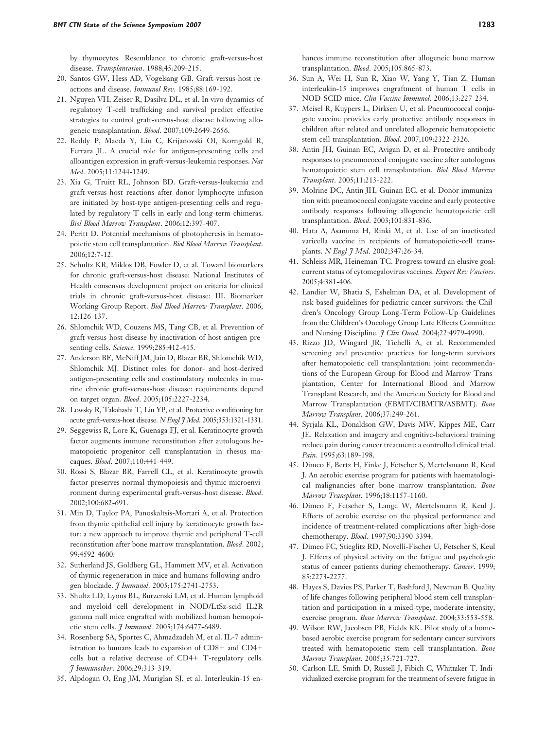by thymocytes. Resemblance to chronic graft-versus-host disease. *Transplantation*. 1988;45:209-215.

20. Santos GW, Hess AD, Vogelsang GB. Graft-versus-host reactions and disease. *Immunol Rev*. 1985;88:169-192.
21. Nguyen VH, Zeiser R, Dasilva DL, et al. In vivo dynamics of regulatory T-cell trafficking and survival predict effective strategies to control graft-versus-host disease following allogeneic transplantation. *Blood*. 2007;109:2649-2656.
22. Reddy P, Maeda Y, Liu C, Krijanovski OI, Korngold R, Ferrara JL. A crucial role for antigen-presenting cells and alloantigen expression in graft-versus-leukemia responses. *Nat Med*. 2005;11:1244-1249.
23. Xia G, Truitt RL, Johnson BD. Graft-versus-leukemia and graft-versus-host reactions after donor lymphocyte infusion are initiated by host-type antigen-presenting cells and regulated by regulatory T cells in early and long-term chimeras. *Biol Blood Marrow Transplant*. 2006;12:397-407.
24. Peritt D. Potential mechanisms of photopheresis in hematopoietic stem cell transplantation. *Biol Blood Marrow Transplant*. 2006;12:7-12.
25. Schultz KR, Miklos DB, Fowler D, et al. Toward biomarkers for chronic graft-versus-host disease: National Institutes of Health consensus development project on criteria for clinical trials in chronic graft-versus-host disease: III. Biomarker Working Group Report. *Biol Blood Marrow Transplant*. 2006; 12:126-137.
26. Shlomchik WD, Couzens MS, Tang CB, et al. Prevention of graft versus host disease by inactivation of host antigen-presenting cells. *Science*. 1999;285:412-415.
27. Anderson BE, McNiff JM, Jain D, Blazar BR, Shlomchik WD, Shlomchik MJ. Distinct roles for donor- and host-derived antigen-presenting cells and costimulatory molecules in murine chronic graft-versus-host disease: requirements depend on target organ. *Blood*. 2005;105:2227-2234.
28. Lowsky R, Takahashi T, Liu YP, et al. Protective conditioning for acute graft-versus-host disease. *N Engl J Med*. 2005;353:1321-1331.
29. Seggewiss R, Lore K, Guenaga FJ, et al. Keratinocyte growth factor augments immune reconstitution after autologous hematopoietic progenitor cell transplantation in rhesus macaques. *Blood*. 2007;110:441-449.
30. Rossi S, Blazar BR, Farrell CL, et al. Keratinocyte growth factor preserves normal thymopoiesis and thymic microenvironment during experimental graft-versus-host disease. *Blood*. 2002;100:682-691.
31. Min D, Taylor PA, Panoskaltsis-Mortari A, et al. Protection from thymic epithelial cell injury by keratinocyte growth factor: a new approach to improve thymic and peripheral T-cell reconstitution after bone marrow transplantation. *Blood*. 2002; 99:4592-4600.
32. Sutherland JS, Goldberg GL, Hammett MV, et al. Activation of thymic regeneration in mice and humans following androgen blockade. *J Immunol*. 2005;175:2741-2753.
33. Shultz LD, Lyons BL, Burzenski LM, et al. Human lymphoid and myeloid cell development in NOD/LtSz-scid IL2R gamma null mice engrafted with mobilized human hemopoietic stem cells. *J Immunol*. 2005;174:6477-6489.
34. Rosenberg SA, Sportes C, Ahmadzadeh M, et al. IL-7 administration to humans leads to expansion of CD8+ and CD4+ cells but a relative decrease of CD4+ T-regulatory cells. *J Immunother*. 2006;29:313-319.
35. Alpdogan O, Eng JM, Muriglan SJ, et al. Interleukin-15 enhances immune reconstitution after allogeneic bone marrow transplantation. *Blood*. 2005;105:865-873.
36. Sun A, Wei H, Sun R, Xiao W, Yang Y, Tian Z. Human interleukin-15 improves engraftment of human T cells in NOD-SCID mice. *Clin Vaccine Immunol*. 2006;13:227-234.
37. Meisel R, Kuypers L, Dirksen U, et al. Pneumococcal conjugate vaccine provides early protective antibody responses in children after related and unrelated allogeneic hematopoietic stem cell transplantation. *Blood*. 2007;109:2322-2326.
38. Antin JH, Guinan EC, Avigan D, et al. Protective antibody responses to pneumococcal conjugate vaccine after autologous hematopoietic stem cell transplantation. *Biol Blood Marrow Transplant*. 2005;11:213-222.
39. Molrine DC, Antin JH, Guinan EC, et al. Donor immunization with pneumococcal conjugate vaccine and early protective antibody responses following allogeneic hematopoietic cell transplantation. *Blood*. 2003;101:831-836.
40. Hata A, Asanuma H, Rinki M, et al. Use of an inactivated varicella vaccine in recipients of hematopoietic-cell transplants. *N Engl J Med*. 2002;347:26-34.
41. Schleiss MR, Heineman TC. Progress toward an elusive goal: current status of cytomegalovirus vaccines. *Expert Rev Vaccines*. 2005;4:381-406.
42. Landier W, Bhatia S, Eshelman DA, et al. Development of risk-based guidelines for pediatric cancer survivors: the Children's Oncology Group Long-Term Follow-Up Guidelines from the Children's Oncology Group Late Effects Committee and Nursing Discipline. *J Clin Oncol*. 2004;22:4979-4990.
43. Rizzo JD, Wingard JR, Tichelli A, et al. Recommended screening and preventive practices for long-term survivors after hematopoietic cell transplantation: joint recommendations of the European Group for Blood and Marrow Transplantation, Center for International Blood and Marrow Transplant Research, and the American Society for Blood and Marrow Transplantation (EBMT/CIBMTR/ASBMT). *Bone Marrow Transplant*. 2006;37:249-261.
44. Syrjala KL, Donaldson GW, Davis MW, Kippes ME, Carr JE. Relaxation and imagery and cognitive-behavioral training reduce pain during cancer treatment: a controlled clinical trial. *Pain*. 1995;63:189-198.
45. Dimeo F, Bertz H, Finke J, Fetscher S, Mertelsmann R, Keul J. An aerobic exercise program for patients with haematological malignancies after bone marrow transplantation. *Bone Marrow Transplant*. 1996;18:1157-1160.
46. Dimeo F, Fetscher S, Lange W, Mertelsmann R, Keul J. Effects of aerobic exercise on the physical performance and incidence of treatment-related complications after high-dose chemotherapy. *Blood*. 1997;90:3390-3394.
47. Dimeo FC, Stieglitz RD, Novelli-Fischer U, Fetscher S, Keul J. Effects of physical activity on the fatigue and psychologic status of cancer patients during chemotherapy. *Cancer*. 1999; 85:2273-2277.
48. Hayes S, Davies PS, Parker T, Bashford J, Newman B. Quality of life changes following peripheral blood stem cell transplantation and participation in a mixed-type, moderate-intensity, exercise program. *Bone Marrow Transplant*. 2004;33:553-558.
49. Wilson RW, Jacobsen PB, Fields KK. Pilot study of a home-based aerobic exercise program for sedentary cancer survivors treated with hematopoietic stem cell transplantation. *Bone Marrow Transplant*. 2005;35:721-727.
50. Carlson LE, Smith D, Russell J, Fibich C, Whittaker T. Individualized exercise program for the treatment of severe fatigue in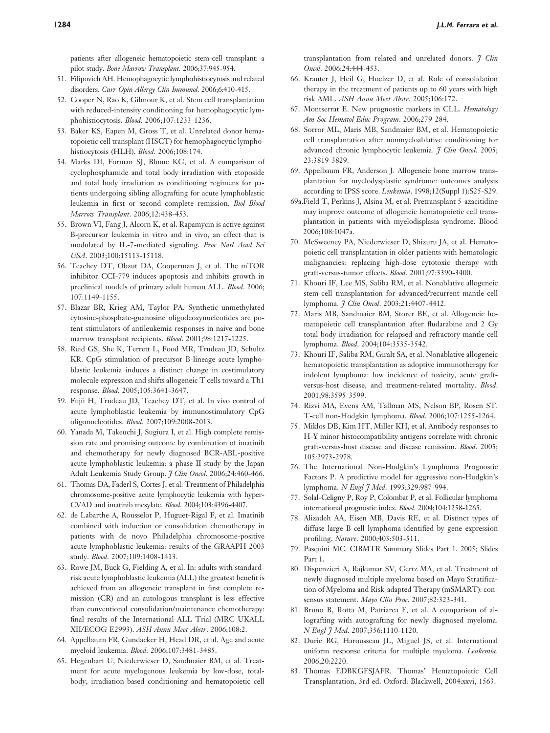patients after allogeneic hematopoietic stem-cell transplant: a pilot study. *Bone Marrow Transplant*. 2006;37:945-954.

51. Filipovich AH. Hemophagocytic lymphohistiocytosis and related disorders. *Curr Opin Allergy Clin Immunol*. 2006;6:410-415.
52. Cooper N, Rao K, Gilmour K, et al. Stem cell transplantation with reduced-intensity conditioning for hemophagocytic lymphohistiocytosis. *Blood*. 2006;107:1233-1236.
53. Baker KS, Eapen M, Gross T, et al. Unrelated donor hematopoietic cell transplant (HSCT) for hemophagocytic lymphohistiocytosis (HLH). *Blood*. 2006;108:174.
54. Marks DI, Forman SJ, Blume KG, et al. A comparison of cyclophosphamide and total body irradiation with etoposide and total body irradiation as conditioning regimens for patients undergoing sibling allografting for acute lymphoblastic leukemia in first or second complete remission. *Biol Blood Marrow Transplant*. 2006;12:438-453.
55. Brown VI, Fang J, Alcorn K, et al. Rapamycin is active against B-precursor leukemia in vitro and in vivo, an effect that is modulated by IL-7-mediated signaling. *Proc Natl Acad Sci USA*. 2003;100:15113-15118.
56. Teachey DT, Obzut DA, Cooperman J, et al. The mTOR inhibitor CCI-779 induces apoptosis and inhibits growth in preclinical models of primary adult human ALL. *Blood*. 2006; 107:1149-1155.
57. Blazar BR, Krieg AM, Taylor PA. Synthetic unmethylated cytosine-phosphate-guanosine oligodeoxynucleotides are potent stimulators of antileukemia responses in naive and bone marrow transplant recipients. *Blood*. 2001;98:1217-1225.
58. Reid GS, She K, Terrett L, Food MR, Trudeau JD, Schultz KR. CpG stimulation of precursor B-lineage acute lymphoblastic leukemia induces a distinct change in costimulatory molecule expression and shifts allogeneic T cells toward a Th1 response. *Blood*. 2005;105:3641-3647.
59. Fujii H, Trudeau JD, Teachey DT, et al. In vivo control of acute lymphoblastic leukemia by immunostimulatory CpG oligonucleotides. *Blood*. 2007;109:2008-2013.
60. Yanada M, Takeuchi J, Sugiura I, et al. High complete remission rate and promising outcome by combination of imatinib and chemotherapy for newly diagnosed BCR-ABL-positive acute lymphoblastic leukemia: a phase II study by the Japan Adult Leukemia Study Group. *J Clin Oncol*. 2006;24:460-466.
61. Thomas DA, Faderl S, Cortes J, et al. Treatment of Philadelphia chromosome-positive acute lymphocytic leukemia with hyper-CVAD and imatinib mesylate. *Blood*. 2004;103:4396-4407.
62. de Labarthe A, Rousselot P, Huguet-Rigal F, et al. Imatinib combined with induction or consolidation chemotherapy in patients with de novo Philadelphia chromosome-positive acute lymphoblastic leukemia: results of the GRAAPH-2003 study. *Blood*. 2007;109:1408-1413.
63. Rowe JM, Buck G, Fielding A, et al. In: adults with standard-risk acute lymphoblastic leukemia (ALL) the greatest benefit is achieved from an allogeneic transplant in first complete remission (CR) and an autologous transplant is less effective than conventional consolidation/maintenance chemotherapy: final results of the International ALL Trial (MRC UKALL XII/ECOG E2993). *ASH Annu Meet Abstr*. 2006;108:2.
64. Appelbaum FR, Gundacker H, Head DR, et al. Age and acute myeloid leukemia. *Blood*. 2006;107:3481-3485.
65. Hegenbart U, Niederwieser D, Sandmaier BM, et al. Treatment for acute myelogenous leukemia by low-dose, total-body, irradiation-based conditioning and hematopoietic cell transplantation from related and unrelated donors. *J Clin Oncol*. 2006;24:444-453.
66. Krauter J, Heil G, Hoelzer D, et al. Role of consolidation therapy in the treatment of patients up to 60 years with high risk AML. *ASH Annu Meet Abstr*. 2005;106:172.
67. Montserrat E. New prognostic markers in CLL. *Hematology Am Soc Hematol Educ Program*. 2006;279-284.
68. Sorror ML, Maris MB, Sandmaier BM, et al. Hematopoietic cell transplantation after nonmyeloablative conditioning for advanced chronic lymphocytic leukemia. *J Clin Oncol*. 2005; 23:3819-3829.
69. Appelbaum FR, Anderson J. Allogeneic bone marrow transplantation for myelodysplastic syndrome: outcomes analysis according to IPSS score. *Leukemia*. 1998;12(Suppl 1):S25-S29.

69a. Field T, Perkins J, Alsina M, et al. Pretransplant 5-azacitidine may improve outcome of allogeneic hematopoietic cell transplantation in patients with myelodisplasia syndrome. Blood 2006;108:1047a.

70. McSweeney PA, Niederwieser D, Shizuru JA, et al. Hematopoietic cell transplantation in older patients with hematologic malignancies: replacing high-dose cytotoxic therapy with graft-versus-tumor effects. *Blood*. 2001;97:3390-3400.
71. Khouri IF, Lee MS, Saliba RM, et al. Nonablative allogeneic stem-cell transplantation for advanced/recurrent mantle-cell lymphoma. *J Clin Oncol*. 2003;21:4407-4412.
72. Maris MB, Sandmaier BM, Storer BE, et al. Allogeneic hematopoietic cell transplantation after fludarabine and 2 Gy total body irradiation for relapsed and refractory mantle cell lymphoma. *Blood*. 2004;104:3535-3542.
73. Khouri IF, Saliba RM, Giralt SA, et al. Nonablative allogeneic hematopoietic transplantation as adoptive immunotherapy for indolent lymphoma: low incidence of toxicity, acute graft-versus-host disease, and treatment-related mortality. *Blood*. 2001;98:3595-3599.
74. Rizvi MA, Evens AM, Tallman MS, Nelson BP, Rosen ST. T-cell non-Hodgkin lymphoma. *Blood*. 2006;107:1255-1264.
75. Miklos DB, Kim HT, Miller KH, et al. Antibody responses to H-Y minor histocompatibility antigens correlate with chronic graft-versus-host disease and disease remission. *Blood*. 2005; 105:2973-2978.
76. The International Non-Hodgkin's Lymphoma Prognostic Factors P. A predictive model for aggressive non-Hodgkin's lymphoma. *N Engl J Med*. 1993;329:987-994.
77. Solal-Celigny P, Roy P, Colombat P, et al. Follicular lymphoma international prognostic index. *Blood*. 2004;104:1258-1265.
78. Alizadeh AA, Eisen MB, Davis RE, et al. Distinct types of diffuse large B-cell lymphoma identified by gene expression profiling. *Nature*. 2000;403:503-511.
79. Pasquini MC. CIBMTR Summary Slides Part 1. 2005; Slides Part 1.
80. Dispenzieri A, Rajkumar SV, Gertz MA, et al. Treatment of newly diagnosed multiple myeloma based on Mayo Stratification of Myeloma and Risk-adapted Therapy (mSMART): consensus statement. *Mayo Clin Proc*. 2007;82:323-341.
81. Bruno B, Rotta M, Patriarca F, et al. A comparison of allografting with autografting for newly diagnosed myeloma. *N Engl J Med*. 2007;356:1110-1120.
82. Durie BG, Harousseau JL, Miguel JS, et al. International uniform response criteria for multiple myeloma. *Leukemia*. 2006;20:2220.
83. Thomas EDBKGFSJAFR. Thomas' Hematopoietic Cell Transplantation, 3rd ed. Oxford: Blackwell, 2004:xxvi, 1563.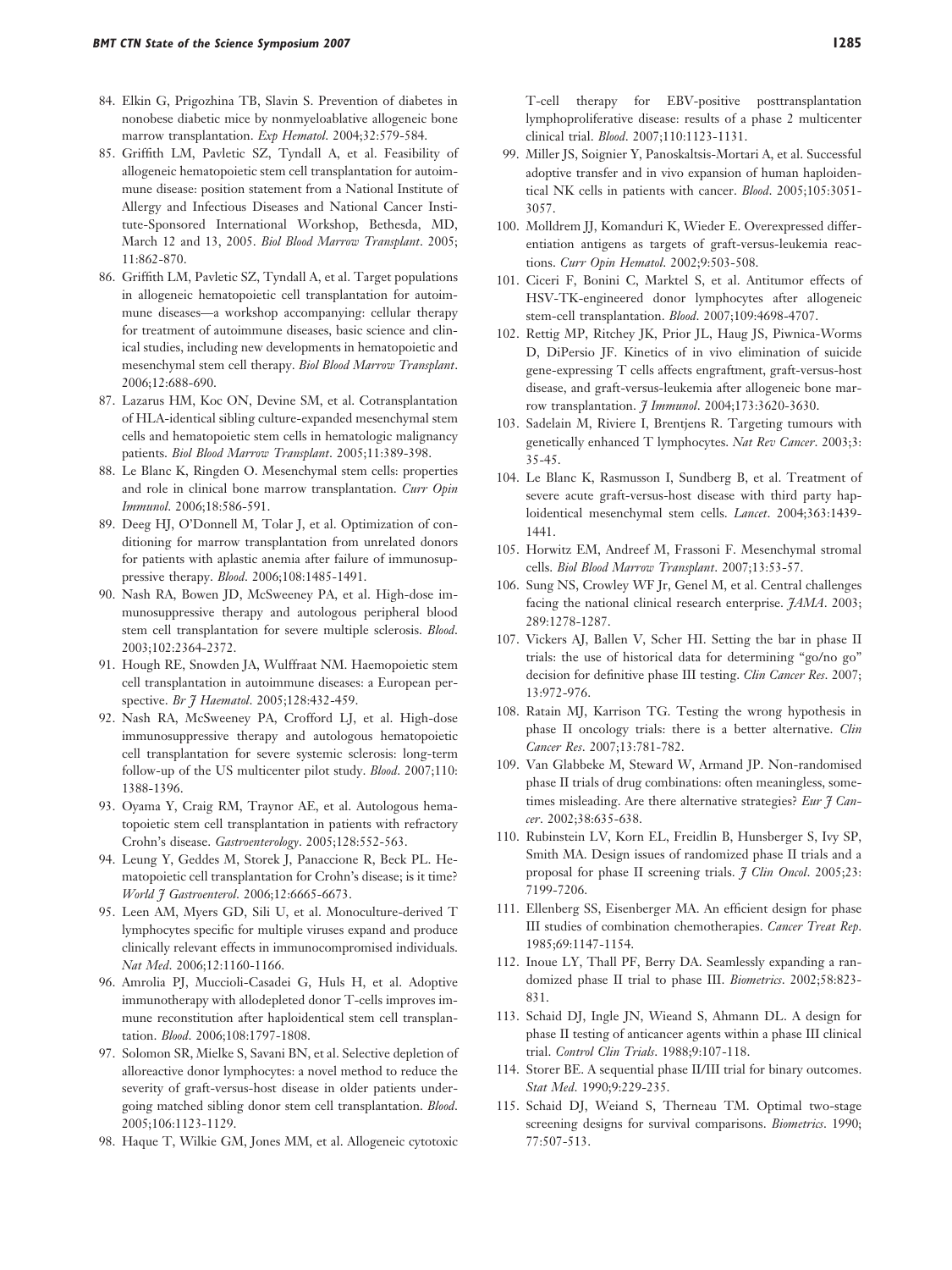84. Elkin G, Prigozhina TB, Slavin S. Prevention of diabetes in nonobese diabetic mice by nonmyeloablative allogeneic bone marrow transplantation. *Exp Hematol*. 2004;32:579-584.
85. Griffith LM, Pavletic SZ, Tyndall A, et al. Feasibility of allogeneic hematopoietic stem cell transplantation for autoimmune disease: position statement from a National Institute of Allergy and Infectious Diseases and National Cancer Institute-Sponsored International Workshop, Bethesda, MD, March 12 and 13, 2005. *Biol Blood Marrow Transplant*. 2005; 11:862-870.
86. Griffith LM, Pavletic SZ, Tyndall A, et al. Target populations in allogeneic hematopoietic cell transplantation for autoimmune diseases—a workshop accompanying: cellular therapy for treatment of autoimmune diseases, basic science and clinical studies, including new developments in hematopoietic and mesenchymal stem cell therapy. *Biol Blood Marrow Transplant*. 2006;12:688-690.
87. Lazarus HM, Koc ON, Devine SM, et al. Cotransplantation of HLA-identical sibling culture-expanded mesenchymal stem cells and hematopoietic stem cells in hematologic malignancy patients. *Biol Blood Marrow Transplant*. 2005;11:389-398.
88. Le Blanc K, Ringden O. Mesenchymal stem cells: properties and role in clinical bone marrow transplantation. *Curr Opin Immunol*. 2006;18:586-591.
89. Deeg HJ, O'Donnell M, Tolar J, et al. Optimization of conditioning for marrow transplantation from unrelated donors for patients with aplastic anemia after failure of immunosuppressive therapy. *Blood*. 2006;108:1485-1491.
90. Nash RA, Bowen JD, McSweeney PA, et al. High-dose immunosuppressive therapy and autologous peripheral blood stem cell transplantation for severe multiple sclerosis. *Blood*. 2003;102:2364-2372.
91. Hough RE, Snowden JA, Wulffraat NM. Haemopoietic stem cell transplantation in autoimmune diseases: a European perspective. *Br J Haematol*. 2005;128:432-459.
92. Nash RA, McSweeney PA, Crofford LJ, et al. High-dose immunosuppressive therapy and autologous hematopoietic cell transplantation for severe systemic sclerosis: long-term follow-up of the US multicenter pilot study. *Blood*. 2007;110: 1388-1396.
93. Oyama Y, Craig RM, Traynor AE, et al. Autologous hematopoietic stem cell transplantation in patients with refractory Crohn's disease. *Gastroenterology*. 2005;128:552-563.
94. Leung Y, Geddes M, Storek J, Panaccione R, Beck PL. Hematopoietic cell transplantation for Crohn's disease; is it time? *World J Gastroenterol*. 2006;12:6665-6673.
95. Leen AM, Myers GD, Sili U, et al. Monoculture-derived T lymphocytes specific for multiple viruses expand and produce clinically relevant effects in immunocompromised individuals. *Nat Med*. 2006;12:1160-1166.
96. Amrolia PJ, Muccioli-Casadei G, Huls H, et al. Adoptive immunotherapy with allodepleted donor T-cells improves immune reconstitution after haploidentical stem cell transplantation. *Blood*. 2006;108:1797-1808.
97. Solomon SR, Mielke S, Savani BN, et al. Selective depletion of alloreactive donor lymphocytes: a novel method to reduce the severity of graft-versus-host disease in older patients undergoing matched sibling donor stem cell transplantation. *Blood*. 2005;106:1123-1129.
98. Haque T, Wilkie GM, Jones MM, et al. Allogeneic cytotoxic T-cell therapy for EBV-positive posttransplantation lymphoproliferative disease: results of a phase 2 multicenter clinical trial. *Blood*. 2007;110:1123-1131.
99. Miller JS, Soignier Y, Panoskaltsis-Mortari A, et al. Successful adoptive transfer and in vivo expansion of human haploidentical NK cells in patients with cancer. *Blood*. 2005;105:3051-3057.
100. Molldrem JJ, Komanduri K, Wieder E. Overexpressed differentiation antigens as targets of graft-versus-leukemia reactions. *Curr Opin Hematol*. 2002;9:503-508.
101. Ciceri F, Bonini C, Marktel S, et al. Antitumor effects of HSV-TK-engineered donor lymphocytes after allogeneic stem-cell transplantation. *Blood*. 2007;109:4698-4707.
102. Rettig MP, Ritchey JK, Prior JL, Haug JS, Piwnica-Worms D, DiPersio JF. Kinetics of in vivo elimination of suicide gene-expressing T cells affects engraftment, graft-versus-host disease, and graft-versus-leukemia after allogeneic bone marrow transplantation. *J Immunol*. 2004;173:3620-3630.
103. Sadelain M, Riviere I, Brentjens R. Targeting tumours with genetically enhanced T lymphocytes. *Nat Rev Cancer*. 2003;3: 35-45.
104. Le Blanc K, Rasmusson I, Sundberg B, et al. Treatment of severe acute graft-versus-host disease with third party haploidentical mesenchymal stem cells. *Lancet*. 2004;363:1439-1441.
105. Horwitz EM, Andreef M, Frassoni F. Mesenchymal stromal cells. *Biol Blood Marrow Transplant*. 2007;13:53-57.
106. Sung NS, Crowley WF Jr, Genel M, et al. Central challenges facing the national clinical research enterprise. *JAMA*. 2003; 289:1278-1287.
107. Vickers AJ, Ballen V, Scher HI. Setting the bar in phase II trials: the use of historical data for determining "go/no go" decision for definitive phase III testing. *Clin Cancer Res*. 2007; 13:972-976.
108. Ratain MJ, Karrison TG. Testing the wrong hypothesis in phase II oncology trials: there is a better alternative. *Clin Cancer Res*. 2007;13:781-782.
109. Van Glabbeke M, Steward W, Armand JP. Non-randomised phase II trials of drug combinations: often meaningless, sometimes misleading. Are there alternative strategies? *Eur J Cancer*. 2002;38:635-638.
110. Rubinstein LV, Korn EL, Freidlin B, Hunsberger S, Ivy SP, Smith MA. Design issues of randomized phase II trials and a proposal for phase II screening trials. *J Clin Oncol*. 2005;23: 7199-7206.
111. Ellenberg SS, Eisenberger MA. An efficient design for phase III studies of combination chemotherapies. *Cancer Treat Rep*. 1985;69:1147-1154.
112. Inoue LY, Thall PF, Berry DA. Seamlessly expanding a randomized phase II trial to phase III. *Biometrics*. 2002;58:823-831.
113. Schaid DJ, Ingle JN, Wieand S, Ahmann DL. A design for phase II testing of anticancer agents within a phase III clinical trial. *Control Clin Trials*. 1988;9:107-118.
114. Storer BE. A sequential phase II/III trial for binary outcomes. *Stat Med*. 1990;9:229-235.
115. Schaid DJ, Weiand S, Therneau TM. Optimal two-stage screening designs for survival comparisons. *Biometrics*. 1990; 77:507-513.